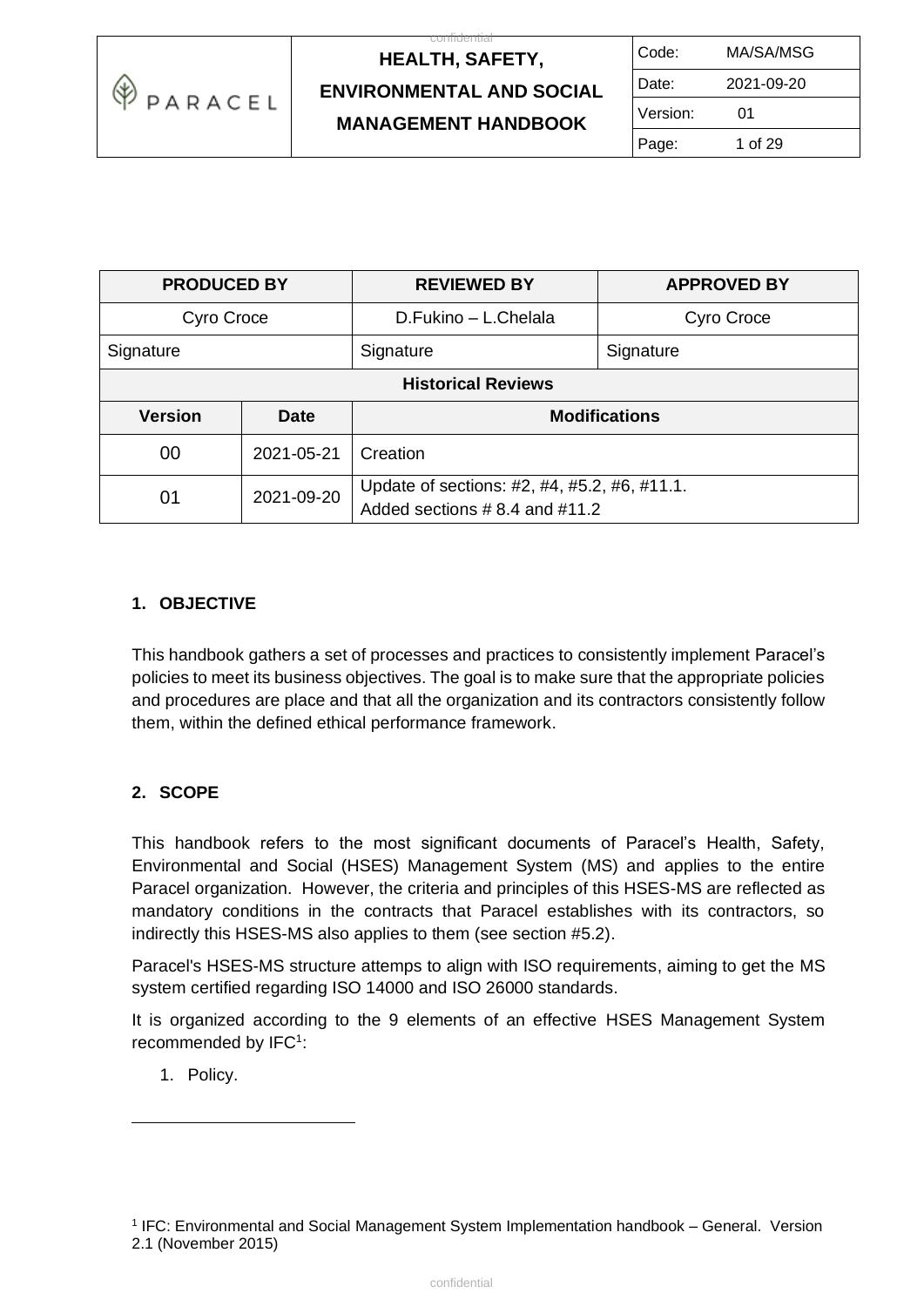# HEALTH, SAFETY, ENVIRONMENTAL AND SOCIAL MANAGEMENT HANDBOOK

| Code: | MA/SA/MSG |
|---|---|
| Date: | 2021-09-20 |
| Version: | 01 |

| PRODUCED BY | | REVIEWED BY | APPROVED BY |
|---|---|---|---|
| Cyro Croce | | D.Fukino – L.Chelala | Cyro Croce |
| Signature | | Signature | Signature |
| **Historical Reviews** | | | |
| **Version** | **Date** | **Modifications** | |
| 00 | 2021-05-21 | Creation | |
| 01 | 2021-09-20 | Update of sections: #2, #4, #5.2, #6, #11.1. Added sections # 8.4 and #11.2 | |

## 1. OBJECTIVE

This handbook gathers a set of processes and practices to consistently implement Paracel's policies to meet its business objectives. The goal is to make sure that the appropriate policies and procedures are place and that all the organization and its contractors consistently follow them, within the defined ethical performance framework.

## 2. SCOPE

This handbook refers to the most significant documents of Paracel's Health, Safety, Environmental and Social (HSES) Management System (MS) and applies to the entire Paracel organization. However, the criteria and principles of this HSES-MS are reflected as mandatory conditions in the contracts that Paracel establishes with its contractors, so indirectly this HSES-MS also applies to them (see section #5.2).

Paracel's HSES-MS structure attemps to align with ISO requirements, aiming to get the MS system certified regarding ISO 14000 and ISO 26000 standards.

It is organized according to the 9 elements of an effective HSES Management System recommended by IFC[1]:

1. Policy.

[1] IFC: Environmental and Social Management System Implementation handbook – General. Version 2.1 (November 2015)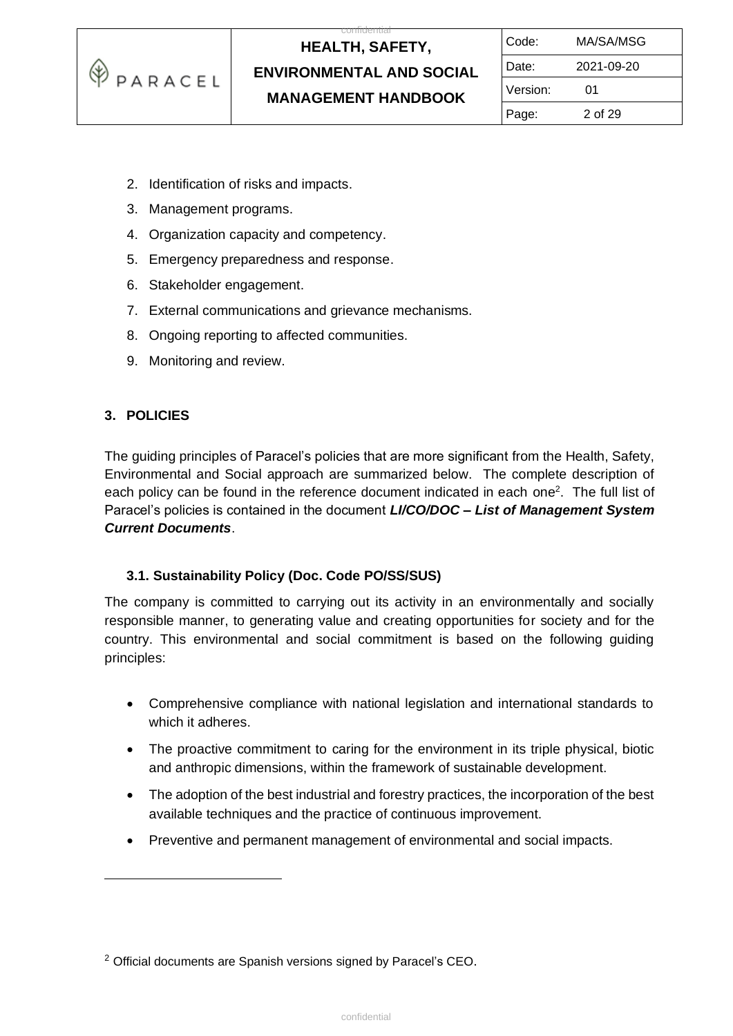2. Identification of risks and impacts.
3. Management programs.
4. Organization capacity and competency.
5. Emergency preparedness and response.
6. Stakeholder engagement.
7. External communications and grievance mechanisms.
8. Ongoing reporting to affected communities.
9. Monitoring and review.

## 3. POLICIES

The guiding principles of Paracel's policies that are more significant from the Health, Safety, Environmental and Social approach are summarized below. The complete description of each policy can be found in the reference document indicated in each one[2]. The full list of Paracel's policies is contained in the document ***LI/CO/DOC – List of Management System Current Documents***.

### 3.1. Sustainability Policy (Doc. Code PO/SS/SUS)

The company is committed to carrying out its activity in an environmentally and socially responsible manner, to generating value and creating opportunities for society and for the country. This environmental and social commitment is based on the following guiding principles:

- Comprehensive compliance with national legislation and international standards to which it adheres.
- The proactive commitment to caring for the environment in its triple physical, biotic and anthropic dimensions, within the framework of sustainable development.
- The adoption of the best industrial and forestry practices, the incorporation of the best available techniques and the practice of continuous improvement.
- Preventive and permanent management of environmental and social impacts.

[2] Official documents are Spanish versions signed by Paracel's CEO.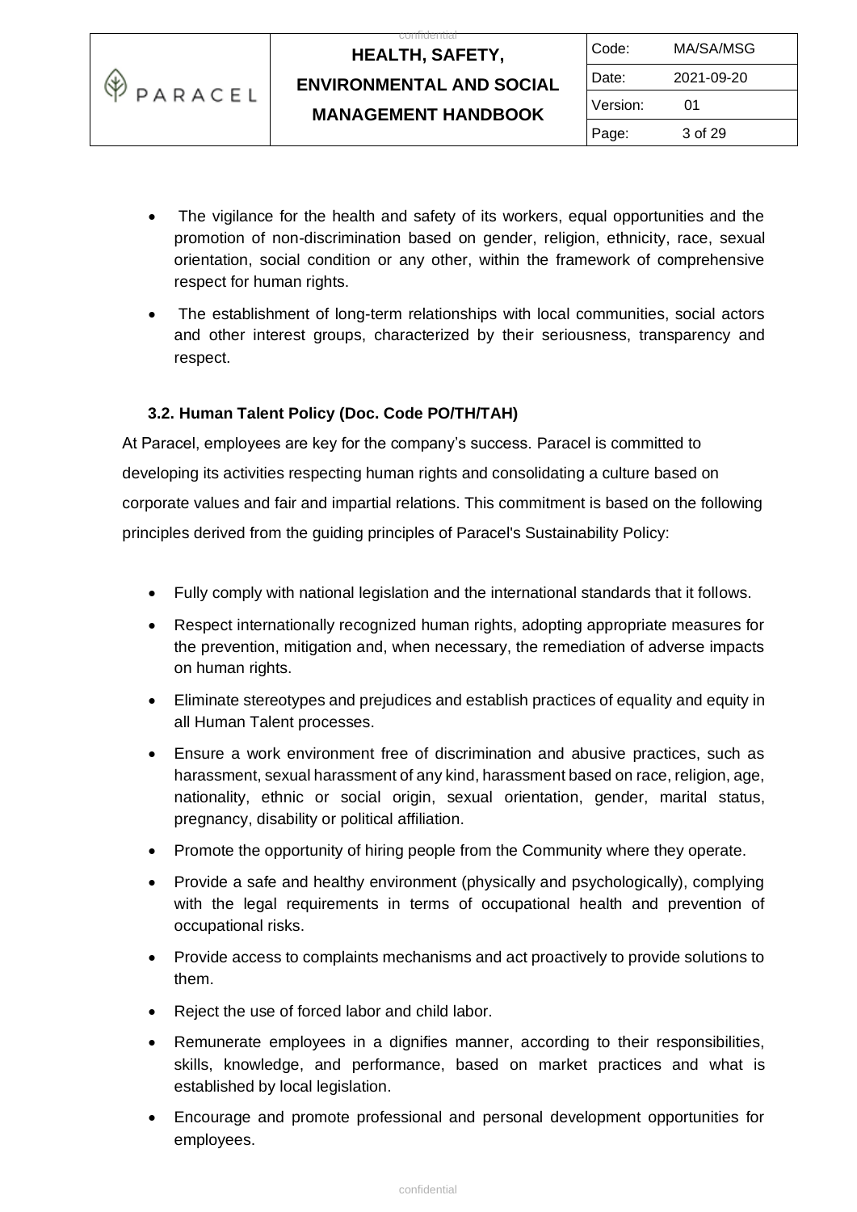- The vigilance for the health and safety of its workers, equal opportunities and the promotion of non-discrimination based on gender, religion, ethnicity, race, sexual orientation, social condition or any other, within the framework of comprehensive respect for human rights.
- The establishment of long-term relationships with local communities, social actors and other interest groups, characterized by their seriousness, transparency and respect.

### 3.2. Human Talent Policy (Doc. Code PO/TH/TAH)

At Paracel, employees are key for the company's success. Paracel is committed to developing its activities respecting human rights and consolidating a culture based on corporate values and fair and impartial relations. This commitment is based on the following principles derived from the guiding principles of Paracel's Sustainability Policy:

- Fully comply with national legislation and the international standards that it follows.
- Respect internationally recognized human rights, adopting appropriate measures for the prevention, mitigation and, when necessary, the remediation of adverse impacts on human rights.
- Eliminate stereotypes and prejudices and establish practices of equality and equity in all Human Talent processes.
- Ensure a work environment free of discrimination and abusive practices, such as harassment, sexual harassment of any kind, harassment based on race, religion, age, nationality, ethnic or social origin, sexual orientation, gender, marital status, pregnancy, disability or political affiliation.
- Promote the opportunity of hiring people from the Community where they operate.
- Provide a safe and healthy environment (physically and psychologically), complying with the legal requirements in terms of occupational health and prevention of occupational risks.
- Provide access to complaints mechanisms and act proactively to provide solutions to them.
- Reject the use of forced labor and child labor.
- Remunerate employees in a dignifies manner, according to their responsibilities, skills, knowledge, and performance, based on market practices and what is established by local legislation.
- Encourage and promote professional and personal development opportunities for employees.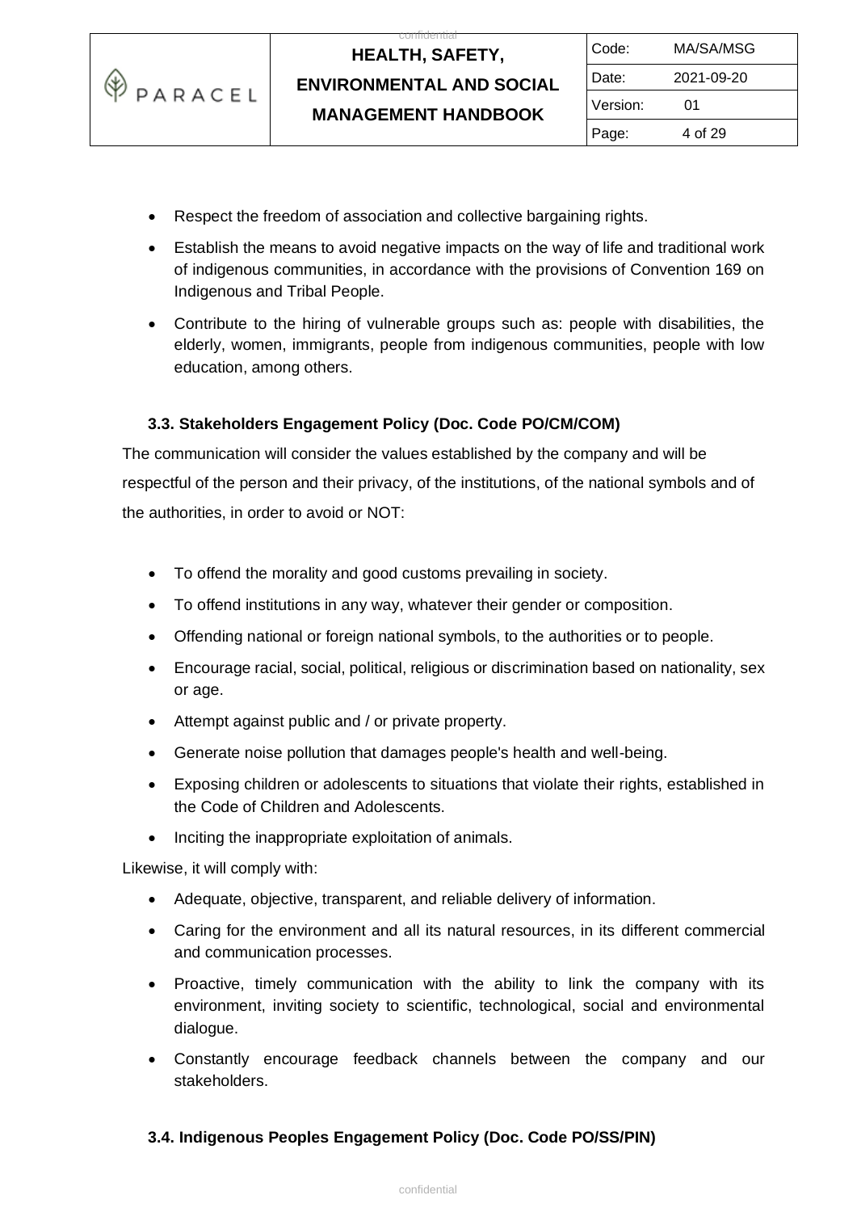- Respect the freedom of association and collective bargaining rights.
- Establish the means to avoid negative impacts on the way of life and traditional work of indigenous communities, in accordance with the provisions of Convention 169 on Indigenous and Tribal People.
- Contribute to the hiring of vulnerable groups such as: people with disabilities, the elderly, women, immigrants, people from indigenous communities, people with low education, among others.

### 3.3. Stakeholders Engagement Policy (Doc. Code PO/CM/COM)

The communication will consider the values established by the company and will be respectful of the person and their privacy, of the institutions, of the national symbols and of the authorities, in order to avoid or NOT:

- To offend the morality and good customs prevailing in society.
- To offend institutions in any way, whatever their gender or composition.
- Offending national or foreign national symbols, to the authorities or to people.
- Encourage racial, social, political, religious or discrimination based on nationality, sex or age.
- Attempt against public and / or private property.
- Generate noise pollution that damages people's health and well-being.
- Exposing children or adolescents to situations that violate their rights, established in the Code of Children and Adolescents.
- Inciting the inappropriate exploitation of animals.

Likewise, it will comply with:

- Adequate, objective, transparent, and reliable delivery of information.
- Caring for the environment and all its natural resources, in its different commercial and communication processes.
- Proactive, timely communication with the ability to link the company with its environment, inviting society to scientific, technological, social and environmental dialogue.
- Constantly encourage feedback channels between the company and our stakeholders.

### 3.4. Indigenous Peoples Engagement Policy (Doc. Code PO/SS/PIN)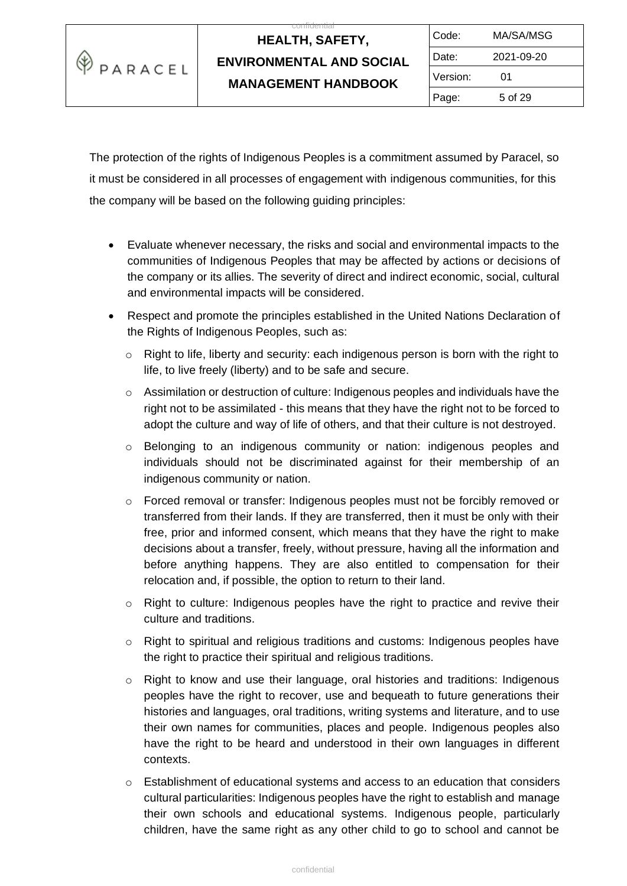The protection of the rights of Indigenous Peoples is a commitment assumed by Paracel, so it must be considered in all processes of engagement with indigenous communities, for this the company will be based on the following guiding principles:

- Evaluate whenever necessary, the risks and social and environmental impacts to the communities of Indigenous Peoples that may be affected by actions or decisions of the company or its allies. The severity of direct and indirect economic, social, cultural and environmental impacts will be considered.
- Respect and promote the principles established in the United Nations Declaration of the Rights of Indigenous Peoples, such as:
  - Right to life, liberty and security: each indigenous person is born with the right to life, to live freely (liberty) and to be safe and secure.
  - Assimilation or destruction of culture: Indigenous peoples and individuals have the right not to be assimilated - this means that they have the right not to be forced to adopt the culture and way of life of others, and that their culture is not destroyed.
  - Belonging to an indigenous community or nation: indigenous peoples and individuals should not be discriminated against for their membership of an indigenous community or nation.
  - Forced removal or transfer: Indigenous peoples must not be forcibly removed or transferred from their lands. If they are transferred, then it must be only with their free, prior and informed consent, which means that they have the right to make decisions about a transfer, freely, without pressure, having all the information and before anything happens. They are also entitled to compensation for their relocation and, if possible, the option to return to their land.
  - Right to culture: Indigenous peoples have the right to practice and revive their culture and traditions.
  - Right to spiritual and religious traditions and customs: Indigenous peoples have the right to practice their spiritual and religious traditions.
  - Right to know and use their language, oral histories and traditions: Indigenous peoples have the right to recover, use and bequeath to future generations their histories and languages, oral traditions, writing systems and literature, and to use their own names for communities, places and people. Indigenous peoples also have the right to be heard and understood in their own languages in different contexts.
  - Establishment of educational systems and access to an education that considers cultural particularities: Indigenous peoples have the right to establish and manage their own schools and educational systems. Indigenous people, particularly children, have the same right as any other child to go to school and cannot be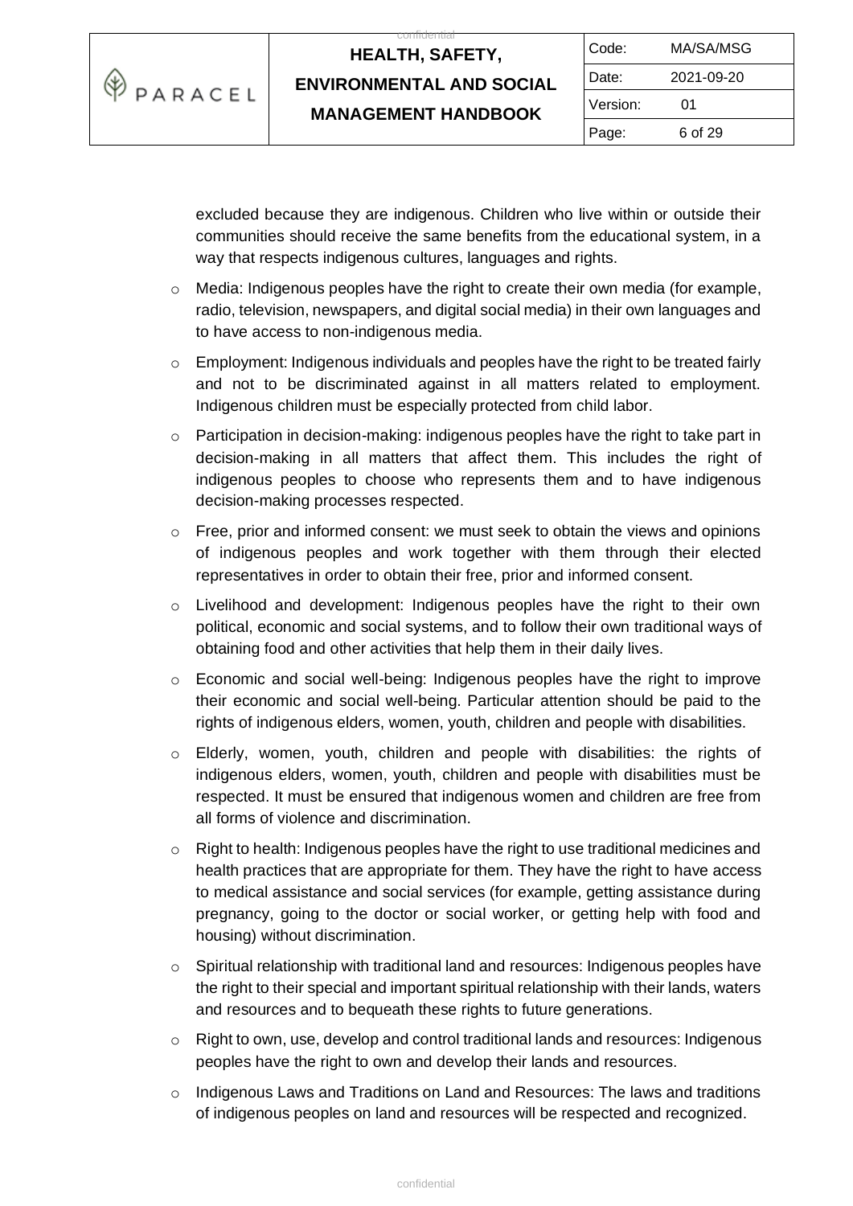excluded because they are indigenous. Children who live within or outside their communities should receive the same benefits from the educational system, in a way that respects indigenous cultures, languages and rights.

- Media: Indigenous peoples have the right to create their own media (for example, radio, television, newspapers, and digital social media) in their own languages and to have access to non-indigenous media.
- Employment: Indigenous individuals and peoples have the right to be treated fairly and not to be discriminated against in all matters related to employment. Indigenous children must be especially protected from child labor.
- Participation in decision-making: indigenous peoples have the right to take part in decision-making in all matters that affect them. This includes the right of indigenous peoples to choose who represents them and to have indigenous decision-making processes respected.
- Free, prior and informed consent: we must seek to obtain the views and opinions of indigenous peoples and work together with them through their elected representatives in order to obtain their free, prior and informed consent.
- Livelihood and development: Indigenous peoples have the right to their own political, economic and social systems, and to follow their own traditional ways of obtaining food and other activities that help them in their daily lives.
- Economic and social well-being: Indigenous peoples have the right to improve their economic and social well-being. Particular attention should be paid to the rights of indigenous elders, women, youth, children and people with disabilities.
- Elderly, women, youth, children and people with disabilities: the rights of indigenous elders, women, youth, children and people with disabilities must be respected. It must be ensured that indigenous women and children are free from all forms of violence and discrimination.
- Right to health: Indigenous peoples have the right to use traditional medicines and health practices that are appropriate for them. They have the right to have access to medical assistance and social services (for example, getting assistance during pregnancy, going to the doctor or social worker, or getting help with food and housing) without discrimination.
- Spiritual relationship with traditional land and resources: Indigenous peoples have the right to their special and important spiritual relationship with their lands, waters and resources and to bequeath these rights to future generations.
- Right to own, use, develop and control traditional lands and resources: Indigenous peoples have the right to own and develop their lands and resources.
- Indigenous Laws and Traditions on Land and Resources: The laws and traditions of indigenous peoples on land and resources will be respected and recognized.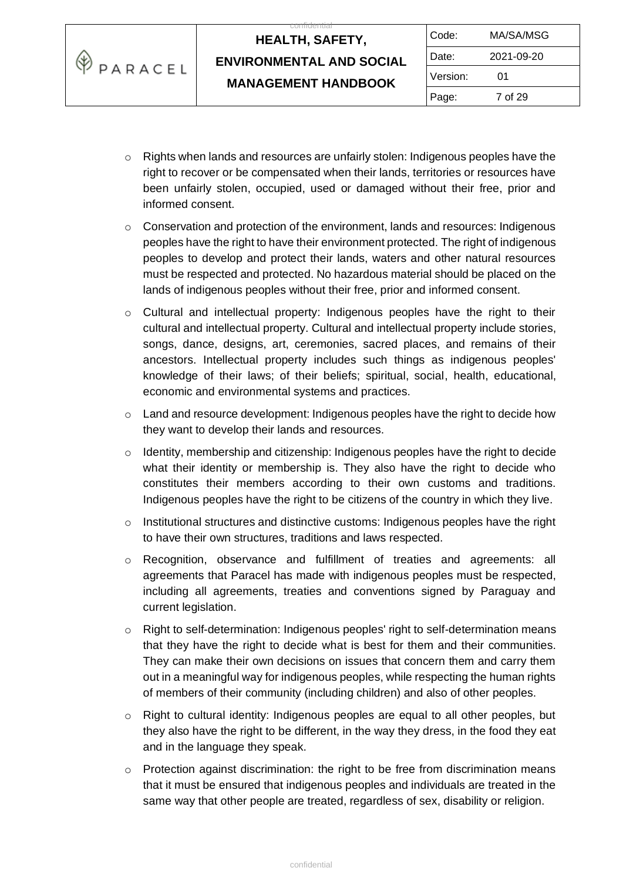- Rights when lands and resources are unfairly stolen: Indigenous peoples have the right to recover or be compensated when their lands, territories or resources have been unfairly stolen, occupied, used or damaged without their free, prior and informed consent.
- Conservation and protection of the environment, lands and resources: Indigenous peoples have the right to have their environment protected. The right of indigenous peoples to develop and protect their lands, waters and other natural resources must be respected and protected. No hazardous material should be placed on the lands of indigenous peoples without their free, prior and informed consent.
- Cultural and intellectual property: Indigenous peoples have the right to their cultural and intellectual property. Cultural and intellectual property include stories, songs, dance, designs, art, ceremonies, sacred places, and remains of their ancestors. Intellectual property includes such things as indigenous peoples' knowledge of their laws; of their beliefs; spiritual, social, health, educational, economic and environmental systems and practices.
- Land and resource development: Indigenous peoples have the right to decide how they want to develop their lands and resources.
- Identity, membership and citizenship: Indigenous peoples have the right to decide what their identity or membership is. They also have the right to decide who constitutes their members according to their own customs and traditions. Indigenous peoples have the right to be citizens of the country in which they live.
- Institutional structures and distinctive customs: Indigenous peoples have the right to have their own structures, traditions and laws respected.
- Recognition, observance and fulfillment of treaties and agreements: all agreements that Paracel has made with indigenous peoples must be respected, including all agreements, treaties and conventions signed by Paraguay and current legislation.
- Right to self-determination: Indigenous peoples' right to self-determination means that they have the right to decide what is best for them and their communities. They can make their own decisions on issues that concern them and carry them out in a meaningful way for indigenous peoples, while respecting the human rights of members of their community (including children) and also of other peoples.
- Right to cultural identity: Indigenous peoples are equal to all other peoples, but they also have the right to be different, in the way they dress, in the food they eat and in the language they speak.
- Protection against discrimination: the right to be free from discrimination means that it must be ensured that indigenous peoples and individuals are treated in the same way that other people are treated, regardless of sex, disability or religion.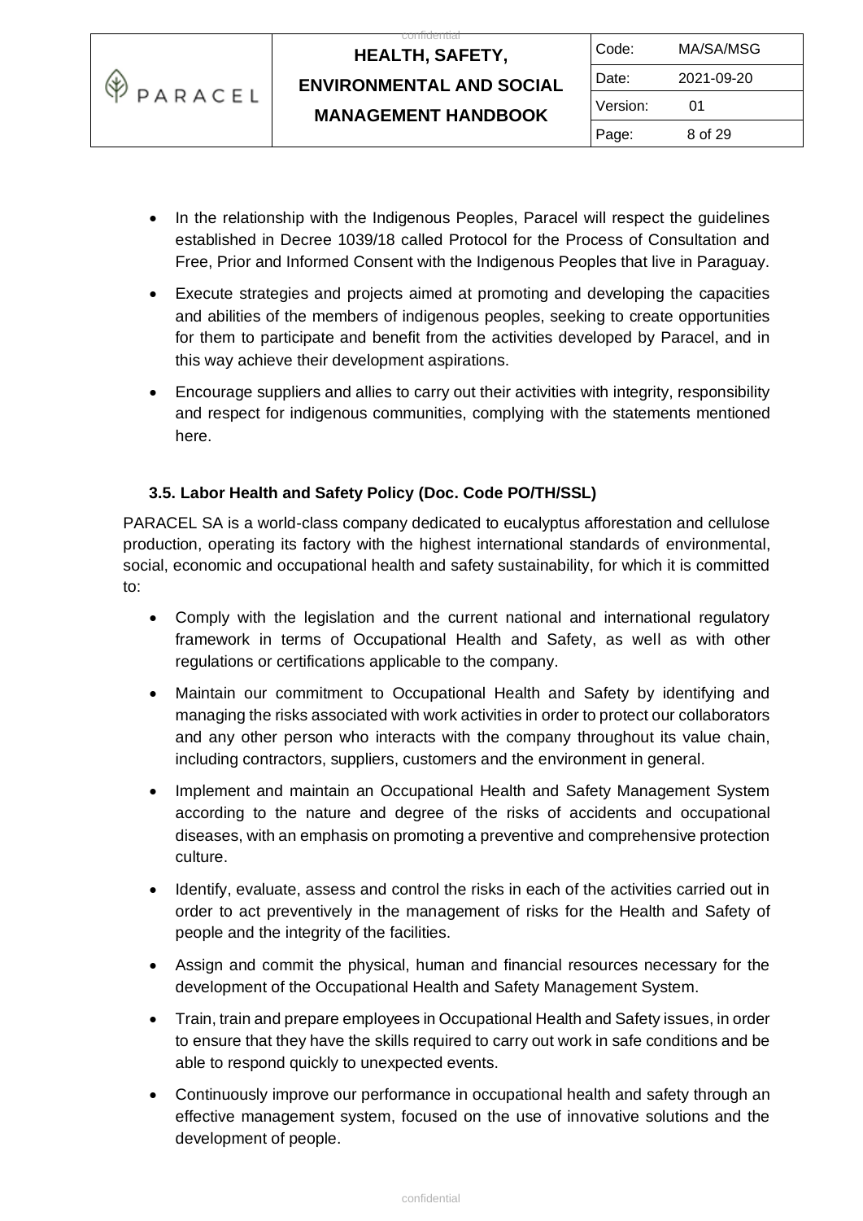- In the relationship with the Indigenous Peoples, Paracel will respect the guidelines established in Decree 1039/18 called Protocol for the Process of Consultation and Free, Prior and Informed Consent with the Indigenous Peoples that live in Paraguay.
- Execute strategies and projects aimed at promoting and developing the capacities and abilities of the members of indigenous peoples, seeking to create opportunities for them to participate and benefit from the activities developed by Paracel, and in this way achieve their development aspirations.
- Encourage suppliers and allies to carry out their activities with integrity, responsibility and respect for indigenous communities, complying with the statements mentioned here.

### 3.5. Labor Health and Safety Policy (Doc. Code PO/TH/SSL)

PARACEL SA is a world-class company dedicated to eucalyptus afforestation and cellulose production, operating its factory with the highest international standards of environmental, social, economic and occupational health and safety sustainability, for which it is committed to:

- Comply with the legislation and the current national and international regulatory framework in terms of Occupational Health and Safety, as well as with other regulations or certifications applicable to the company.
- Maintain our commitment to Occupational Health and Safety by identifying and managing the risks associated with work activities in order to protect our collaborators and any other person who interacts with the company throughout its value chain, including contractors, suppliers, customers and the environment in general.
- Implement and maintain an Occupational Health and Safety Management System according to the nature and degree of the risks of accidents and occupational diseases, with an emphasis on promoting a preventive and comprehensive protection culture.
- Identify, evaluate, assess and control the risks in each of the activities carried out in order to act preventively in the management of risks for the Health and Safety of people and the integrity of the facilities.
- Assign and commit the physical, human and financial resources necessary for the development of the Occupational Health and Safety Management System.
- Train, train and prepare employees in Occupational Health and Safety issues, in order to ensure that they have the skills required to carry out work in safe conditions and be able to respond quickly to unexpected events.
- Continuously improve our performance in occupational health and safety through an effective management system, focused on the use of innovative solutions and the development of people.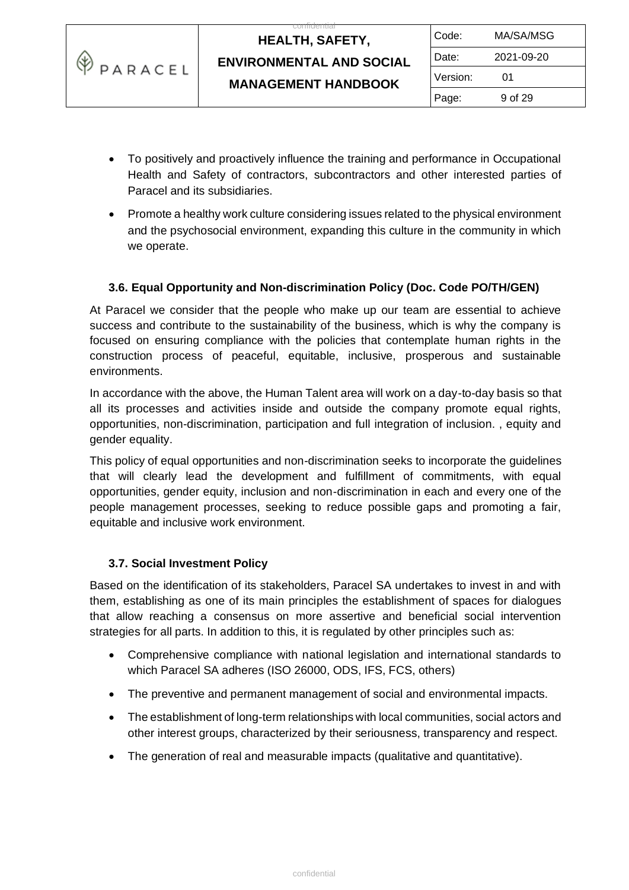- To positively and proactively influence the training and performance in Occupational Health and Safety of contractors, subcontractors and other interested parties of Paracel and its subsidiaries.
- Promote a healthy work culture considering issues related to the physical environment and the psychosocial environment, expanding this culture in the community in which we operate.

### 3.6. Equal Opportunity and Non-discrimination Policy (Doc. Code PO/TH/GEN)

At Paracel we consider that the people who make up our team are essential to achieve success and contribute to the sustainability of the business, which is why the company is focused on ensuring compliance with the policies that contemplate human rights in the construction process of peaceful, equitable, inclusive, prosperous and sustainable environments.

In accordance with the above, the Human Talent area will work on a day-to-day basis so that all its processes and activities inside and outside the company promote equal rights, opportunities, non-discrimination, participation and full integration of inclusion. , equity and gender equality.

This policy of equal opportunities and non-discrimination seeks to incorporate the guidelines that will clearly lead the development and fulfillment of commitments, with equal opportunities, gender equity, inclusion and non-discrimination in each and every one of the people management processes, seeking to reduce possible gaps and promoting a fair, equitable and inclusive work environment.

### 3.7. Social Investment Policy

Based on the identification of its stakeholders, Paracel SA undertakes to invest in and with them, establishing as one of its main principles the establishment of spaces for dialogues that allow reaching a consensus on more assertive and beneficial social intervention strategies for all parts. In addition to this, it is regulated by other principles such as:

- Comprehensive compliance with national legislation and international standards to which Paracel SA adheres (ISO 26000, ODS, IFS, FCS, others)
- The preventive and permanent management of social and environmental impacts.
- The establishment of long-term relationships with local communities, social actors and other interest groups, characterized by their seriousness, transparency and respect.
- The generation of real and measurable impacts (qualitative and quantitative).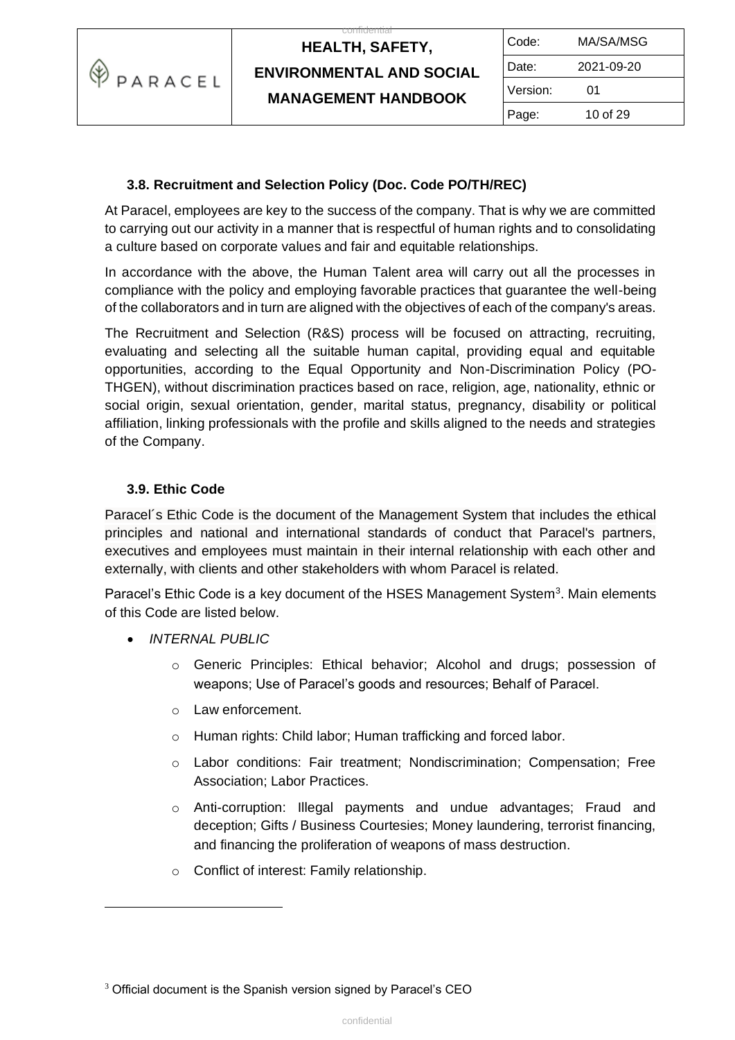### 3.8. Recruitment and Selection Policy (Doc. Code PO/TH/REC)

At Paracel, employees are key to the success of the company. That is why we are committed to carrying out our activity in a manner that is respectful of human rights and to consolidating a culture based on corporate values and fair and equitable relationships.

In accordance with the above, the Human Talent area will carry out all the processes in compliance with the policy and employing favorable practices that guarantee the well-being of the collaborators and in turn are aligned with the objectives of each of the company's areas.

The Recruitment and Selection (R&S) process will be focused on attracting, recruiting, evaluating and selecting all the suitable human capital, providing equal and equitable opportunities, according to the Equal Opportunity and Non-Discrimination Policy (PO-THGEN), without discrimination practices based on race, religion, age, nationality, ethnic or social origin, sexual orientation, gender, marital status, pregnancy, disability or political affiliation, linking professionals with the profile and skills aligned to the needs and strategies of the Company.

### 3.9. Ethic Code

Paracel´s Ethic Code is the document of the Management System that includes the ethical principles and national and international standards of conduct that Paracel's partners, executives and employees must maintain in their internal relationship with each other and externally, with clients and other stakeholders with whom Paracel is related.

Paracel's Ethic Code is a key document of the HSES Management System[3]. Main elements of this Code are listed below.

- *INTERNAL PUBLIC*
  - Generic Principles: Ethical behavior; Alcohol and drugs; possession of weapons; Use of Paracel's goods and resources; Behalf of Paracel.
  - Law enforcement.
  - Human rights: Child labor; Human trafficking and forced labor.
  - Labor conditions: Fair treatment; Nondiscrimination; Compensation; Free Association; Labor Practices.
  - Anti-corruption: Illegal payments and undue advantages; Fraud and deception; Gifts / Business Courtesies; Money laundering, terrorist financing, and financing the proliferation of weapons of mass destruction.
  - Conflict of interest: Family relationship.

[3] Official document is the Spanish version signed by Paracel's CEO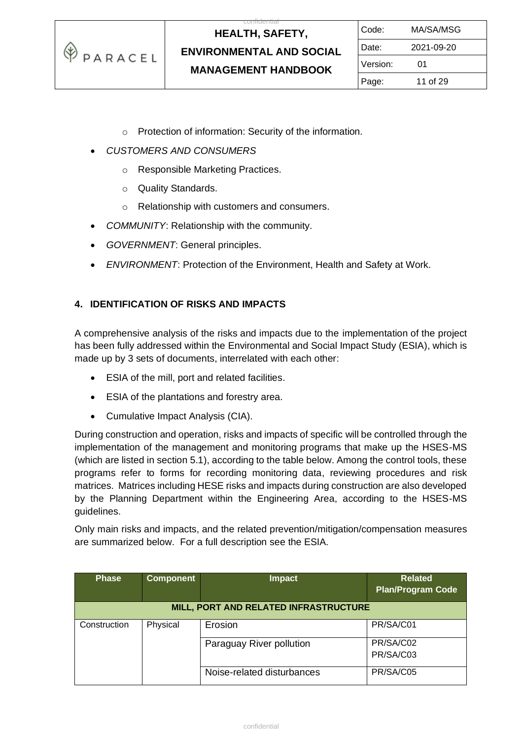- Protection of information: Security of the information.

- *CUSTOMERS AND CONSUMERS*
  - Responsible Marketing Practices.
  - Quality Standards.
  - Relationship with customers and consumers.
- *COMMUNITY*: Relationship with the community.
- *GOVERNMENT*: General principles.
- *ENVIRONMENT*: Protection of the Environment, Health and Safety at Work.

## 4. IDENTIFICATION OF RISKS AND IMPACTS

A comprehensive analysis of the risks and impacts due to the implementation of the project has been fully addressed within the Environmental and Social Impact Study (ESIA), which is made up by 3 sets of documents, interrelated with each other:

- ESIA of the mill, port and related facilities.
- ESIA of the plantations and forestry area.
- Cumulative Impact Analysis (CIA).

During construction and operation, risks and impacts of specific will be controlled through the implementation of the management and monitoring programs that make up the HSES-MS (which are listed in section 5.1), according to the table below. Among the control tools, these programs refer to forms for recording monitoring data, reviewing procedures and risk matrices. Matrices including HESE risks and impacts during construction are also developed by the Planning Department within the Engineering Area, according to the HSES-MS guidelines.

Only main risks and impacts, and the related prevention/mitigation/compensation measures are summarized below. For a full description see the ESIA.

| Phase | Component | Impact | Related Plan/Program Code |
|---|---|---|---|
| **MILL, PORT AND RELATED INFRASTRUCTURE** | | | |
| Construction | Physical | Erosion | PR/SA/C01 |
| | | Paraguay River pollution | PR/SA/C02<br>PR/SA/C03 |
| | | Noise-related disturbances | PR/SA/C05 |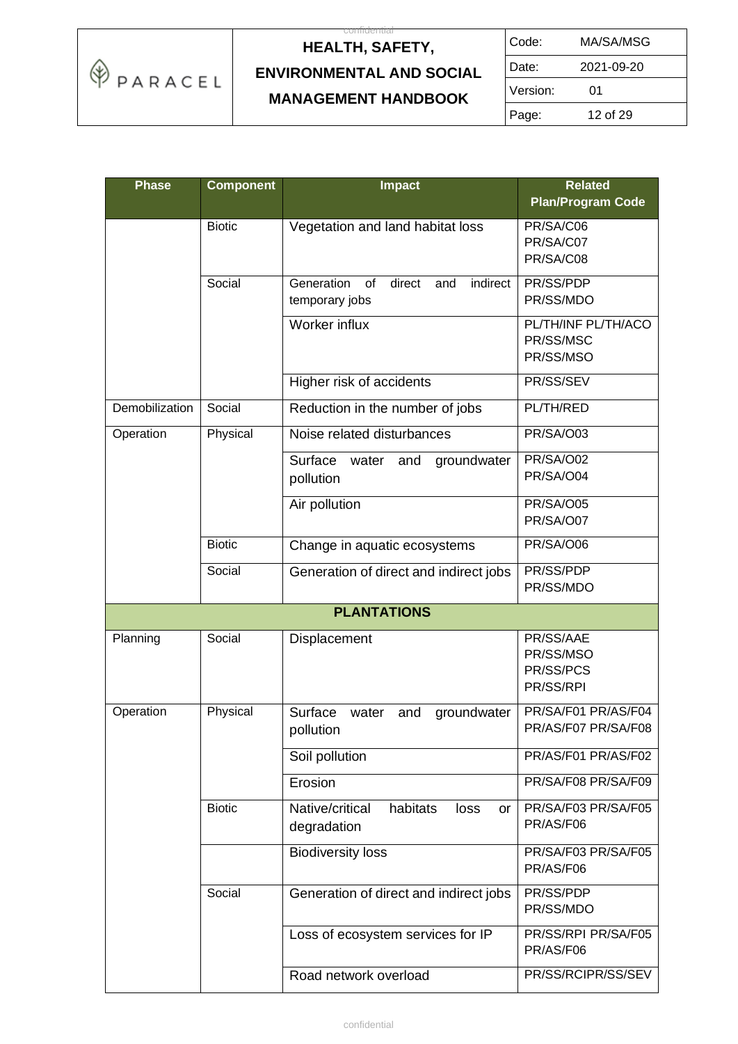| Phase | Component | Impact | Related Plan/Program Code |
|---|---|---|---|
| | Biotic | Vegetation and land habitat loss | PR/SA/C06 PR/SA/C07 PR/SA/C08 |
| | Social | Generation of direct and indirect temporary jobs | PR/SS/PDP PR/SS/MDO |
| | | Worker influx | PL/TH/INF PL/TH/ACO PR/SS/MSC PR/SS/MSO |
| | | Higher risk of accidents | PR/SS/SEV |
| Demobilization | Social | Reduction in the number of jobs | PL/TH/RED |
| Operation | Physical | Noise related disturbances | PR/SA/O03 |
| | | Surface water and groundwater pollution | PR/SA/O02 PR/SA/O04 |
| | | Air pollution | PR/SA/O05 PR/SA/O07 |
| | Biotic | Change in aquatic ecosystems | PR/SA/O06 |
| | Social | Generation of direct and indirect jobs | PR/SS/PDP PR/SS/MDO |
| **PLANTATIONS** | | | |
| Planning | Social | Displacement | PR/SS/AAE PR/SS/MSO PR/SS/PCS PR/SS/RPI |
| Operation | Physical | Surface water and groundwater pollution | PR/SA/F01 PR/AS/F04 PR/AS/F07 PR/SA/F08 |
| | | Soil pollution | PR/AS/F01 PR/AS/F02 |
| | | Erosion | PR/SA/F08 PR/SA/F09 |
| | Biotic | Native/critical habitats loss or degradation | PR/SA/F03 PR/SA/F05 PR/AS/F06 |
| | | Biodiversity loss | PR/SA/F03 PR/SA/F05 PR/AS/F06 |
| | Social | Generation of direct and indirect jobs | PR/SS/PDP PR/SS/MDO |
| | | Loss of ecosystem services for IP | PR/SS/RPI PR/SA/F05 PR/AS/F06 |
| | | Road network overload | PR/SS/RCIPR/SS/SEV |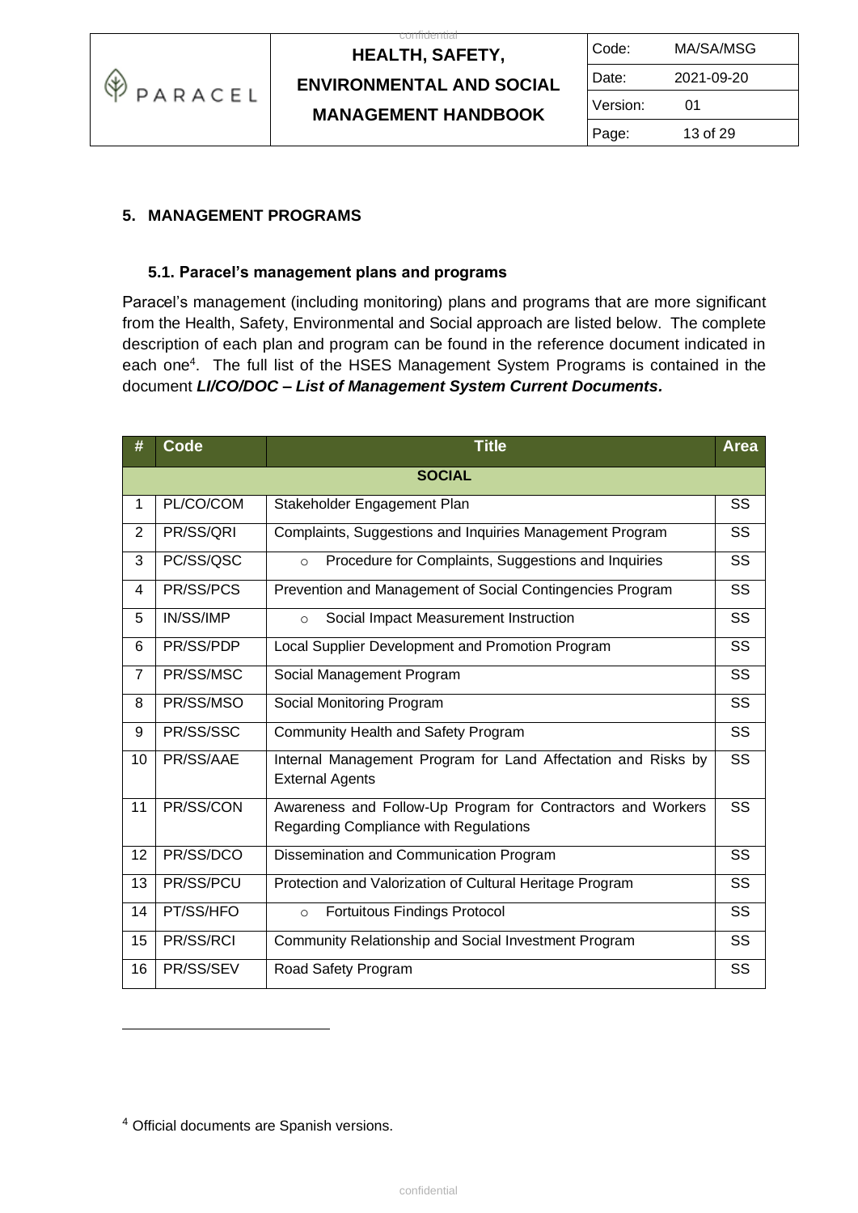## 5. MANAGEMENT PROGRAMS

### 5.1. Paracel's management plans and programs

Paracel's management (including monitoring) plans and programs that are more significant from the Health, Safety, Environmental and Social approach are listed below. The complete description of each plan and program can be found in the reference document indicated in each one[4]. The full list of the HSES Management System Programs is contained in the document ***LI/CO/DOC – List of Management System Current Documents.***

| # | Code | Title | Area |
|---|---|---|---|
| **SOCIAL** | | | |
| 1 | PL/CO/COM | Stakeholder Engagement Plan | SS |
| 2 | PR/SS/QRI | Complaints, Suggestions and Inquiries Management Program | SS |
| 3 | PC/SS/QSC | ○ Procedure for Complaints, Suggestions and Inquiries | SS |
| 4 | PR/SS/PCS | Prevention and Management of Social Contingencies Program | SS |
| 5 | IN/SS/IMP | ○ Social Impact Measurement Instruction | SS |
| 6 | PR/SS/PDP | Local Supplier Development and Promotion Program | SS |
| 7 | PR/SS/MSC | Social Management Program | SS |
| 8 | PR/SS/MSO | Social Monitoring Program | SS |
| 9 | PR/SS/SSC | Community Health and Safety Program | SS |
| 10 | PR/SS/AAE | Internal Management Program for Land Affectation and Risks by External Agents | SS |
| 11 | PR/SS/CON | Awareness and Follow-Up Program for Contractors and Workers Regarding Compliance with Regulations | SS |
| 12 | PR/SS/DCO | Dissemination and Communication Program | SS |
| 13 | PR/SS/PCU | Protection and Valorization of Cultural Heritage Program | SS |
| 14 | PT/SS/HFO | ○ Fortuitous Findings Protocol | SS |
| 15 | PR/SS/RCI | Community Relationship and Social Investment Program | SS |
| 16 | PR/SS/SEV | Road Safety Program | SS |

[4] Official documents are Spanish versions.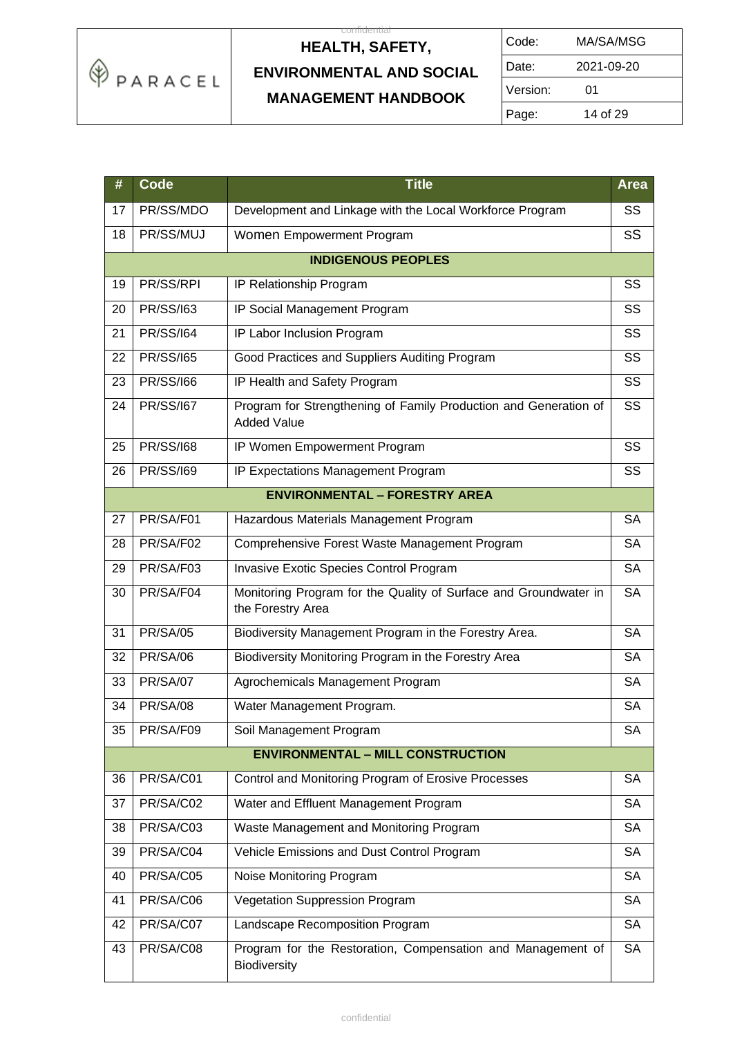| # | Code | Title | Area |
|---|---|---|---|
| 17 | PR/SS/MDO | Development and Linkage with the Local Workforce Program | SS |
| 18 | PR/SS/MUJ | Women Empowerment Program | SS |
| **INDIGENOUS PEOPLES** | | | |
| 19 | PR/SS/RPI | IP Relationship Program | SS |
| 20 | PR/SS/I63 | IP Social Management Program | SS |
| 21 | PR/SS/I64 | IP Labor Inclusion Program | SS |
| 22 | PR/SS/I65 | Good Practices and Suppliers Auditing Program | SS |
| 23 | PR/SS/I66 | IP Health and Safety Program | SS |
| 24 | PR/SS/I67 | Program for Strengthening of Family Production and Generation of Added Value | SS |
| 25 | PR/SS/I68 | IP Women Empowerment Program | SS |
| 26 | PR/SS/I69 | IP Expectations Management Program | SS |
| **ENVIRONMENTAL – FORESTRY AREA** | | | |
| 27 | PR/SA/F01 | Hazardous Materials Management Program | SA |
| 28 | PR/SA/F02 | Comprehensive Forest Waste Management Program | SA |
| 29 | PR/SA/F03 | Invasive Exotic Species Control Program | SA |
| 30 | PR/SA/F04 | Monitoring Program for the Quality of Surface and Groundwater in the Forestry Area | SA |
| 31 | PR/SA/05 | Biodiversity Management Program in the Forestry Area. | SA |
| 32 | PR/SA/06 | Biodiversity Monitoring Program in the Forestry Area | SA |
| 33 | PR/SA/07 | Agrochemicals Management Program | SA |
| 34 | PR/SA/08 | Water Management Program. | SA |
| 35 | PR/SA/F09 | Soil Management Program | SA |
| **ENVIRONMENTAL – MILL CONSTRUCTION** | | | |
| 36 | PR/SA/C01 | Control and Monitoring Program of Erosive Processes | SA |
| 37 | PR/SA/C02 | Water and Effluent Management Program | SA |
| 38 | PR/SA/C03 | Waste Management and Monitoring Program | SA |
| 39 | PR/SA/C04 | Vehicle Emissions and Dust Control Program | SA |
| 40 | PR/SA/C05 | Noise Monitoring Program | SA |
| 41 | PR/SA/C06 | Vegetation Suppression Program | SA |
| 42 | PR/SA/C07 | Landscape Recomposition Program | SA |
| 43 | PR/SA/C08 | Program for the Restoration, Compensation and Management of Biodiversity | SA |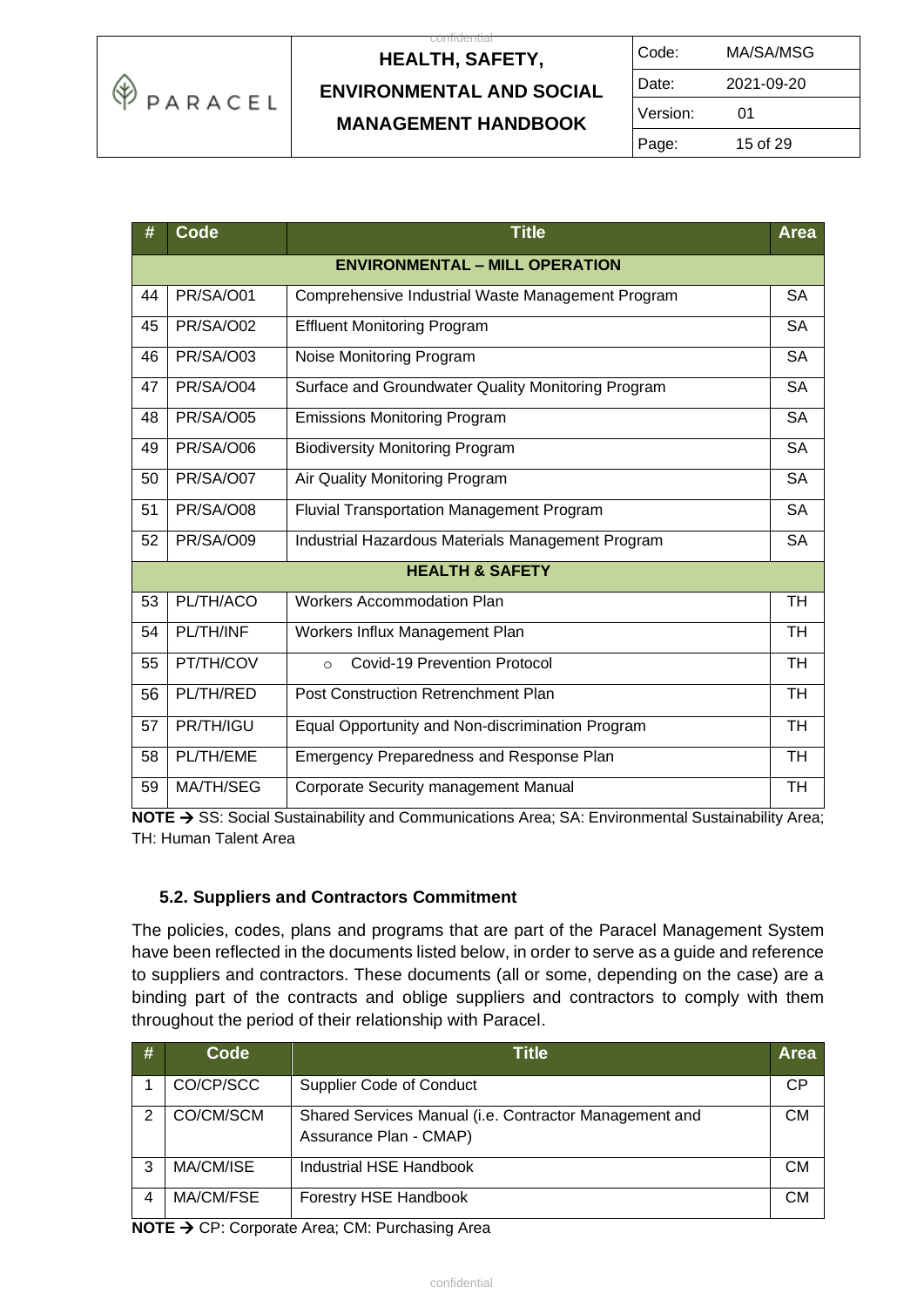| # | Code | Title | Area |
|---|---|---|---|
| **ENVIRONMENTAL – MILL OPERATION** | | | |
| 44 | PR/SA/O01 | Comprehensive Industrial Waste Management Program | SA |
| 45 | PR/SA/O02 | Effluent Monitoring Program | SA |
| 46 | PR/SA/O03 | Noise Monitoring Program | SA |
| 47 | PR/SA/O04 | Surface and Groundwater Quality Monitoring Program | SA |
| 48 | PR/SA/O05 | Emissions Monitoring Program | SA |
| 49 | PR/SA/O06 | Biodiversity Monitoring Program | SA |
| 50 | PR/SA/O07 | Air Quality Monitoring Program | SA |
| 51 | PR/SA/O08 | Fluvial Transportation Management Program | SA |
| 52 | PR/SA/O09 | Industrial Hazardous Materials Management Program | SA |
| **HEALTH & SAFETY** | | | |
| 53 | PL/TH/ACO | Workers Accommodation Plan | TH |
| 54 | PL/TH/INF | Workers Influx Management Plan | TH |
| 55 | PT/TH/COV | ○ Covid-19 Prevention Protocol | TH |
| 56 | PL/TH/RED | Post Construction Retrenchment Plan | TH |
| 57 | PR/TH/IGU | Equal Opportunity and Non-discrimination Program | TH |
| 58 | PL/TH/EME | Emergency Preparedness and Response Plan | TH |
| 59 | MA/TH/SEG | Corporate Security management Manual | TH |

**NOTE →** SS: Social Sustainability and Communications Area; SA: Environmental Sustainability Area; TH: Human Talent Area

### 5.2. Suppliers and Contractors Commitment

The policies, codes, plans and programs that are part of the Paracel Management System have been reflected in the documents listed below, in order to serve as a guide and reference to suppliers and contractors. These documents (all or some, depending on the case) are a binding part of the contracts and oblige suppliers and contractors to comply with them throughout the period of their relationship with Paracel.

| # | Code | Title | Area |
|---|---|---|---|
| 1 | CO/CP/SCC | Supplier Code of Conduct | CP |
| 2 | CO/CM/SCM | Shared Services Manual (i.e. Contractor Management and Assurance Plan - CMAP) | CM |
| 3 | MA/CM/ISE | Industrial HSE Handbook | CM |
| 4 | MA/CM/FSE | Forestry HSE Handbook | CM |

**NOTE →** CP: Corporate Area; CM: Purchasing Area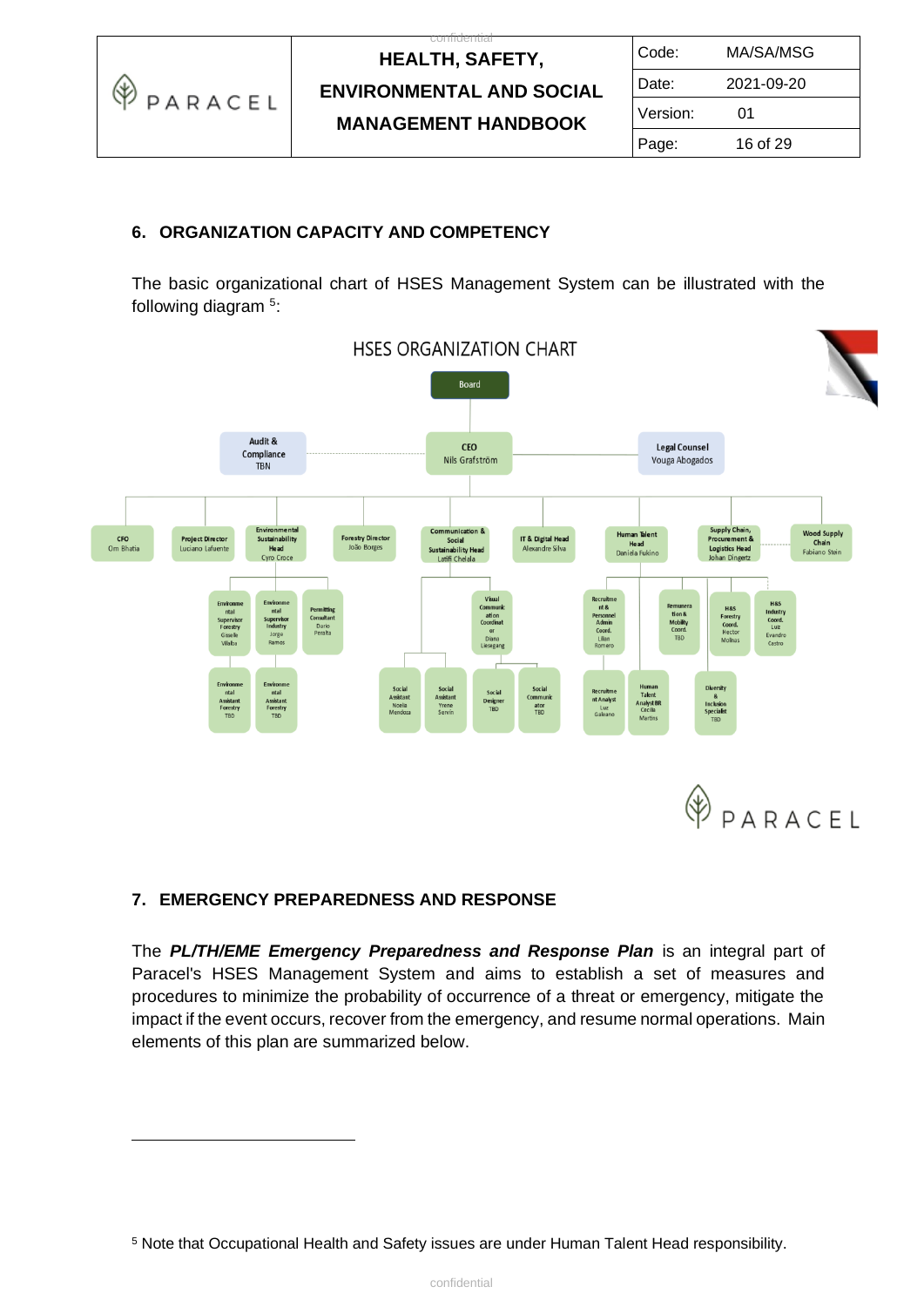## 6. ORGANIZATION CAPACITY AND COMPETENCY

The basic organizational chart of HSES Management System can be illustrated with the following diagram [5]:

HSES ORGANIZATION CHART

- Board
  - CEO – Nils Grafström
    - Audit & Compliance – TBN
    - Legal Counsel – Vouga Abogados
    - CFO – Om Bhatia
    - Project Director – Luciano Lafuente
    - Environmental Sustainability Head – Cyro Croce
      - Environmental Supervisor Forestry – Giselle Villalba
        - Environmental Assistant Forestry – TBD
      - Environmental Supervisor Industry – Jorge Ramos
        - Environmental Assistant Forestry – TBD
      - Permitting Consultant – Dario Peralta
    - Forestry Director – João Borges
    - Communication & Social Sustainability Head – Latifi Chelala
      - Visual Communication Coordinator – Diana Liesegang
      - Social Assistant – Noelia Mendoza
      - Social Assistant – Yrene Servin
      - Social Designer – TBD
      - Social Communicator – TBD
    - IT & Digital Head – Alexandre Silva
    - Human Talent Head – Daniela Fukino
      - Recruitment & Personnel Admin Coord. – Lilian Romero
        - Recruitment Analyst – Luz Galeano
        - Human Talent Analyst BR – Cecilia Martins
      - Remuneration & Mobility Coord. – TBD
        - Diversity & Inclusion Specialist – TBD
      - H&S Forestry Coord. – Hector Molinas
      - H&S Industry Coord. – Luz Evandro Castro
    - Supply Chain, Procurement & Logistics Head – Johan Dingertz
    - Wood Supply Chain – Fabiano Stein

## 7. EMERGENCY PREPAREDNESS AND RESPONSE

The ***PL/TH/EME Emergency Preparedness and Response Plan*** is an integral part of Paracel's HSES Management System and aims to establish a set of measures and procedures to minimize the probability of occurrence of a threat or emergency, mitigate the impact if the event occurs, recover from the emergency, and resume normal operations. Main elements of this plan are summarized below.

---

[5] Note that Occupational Health and Safety issues are under Human Talent Head responsibility.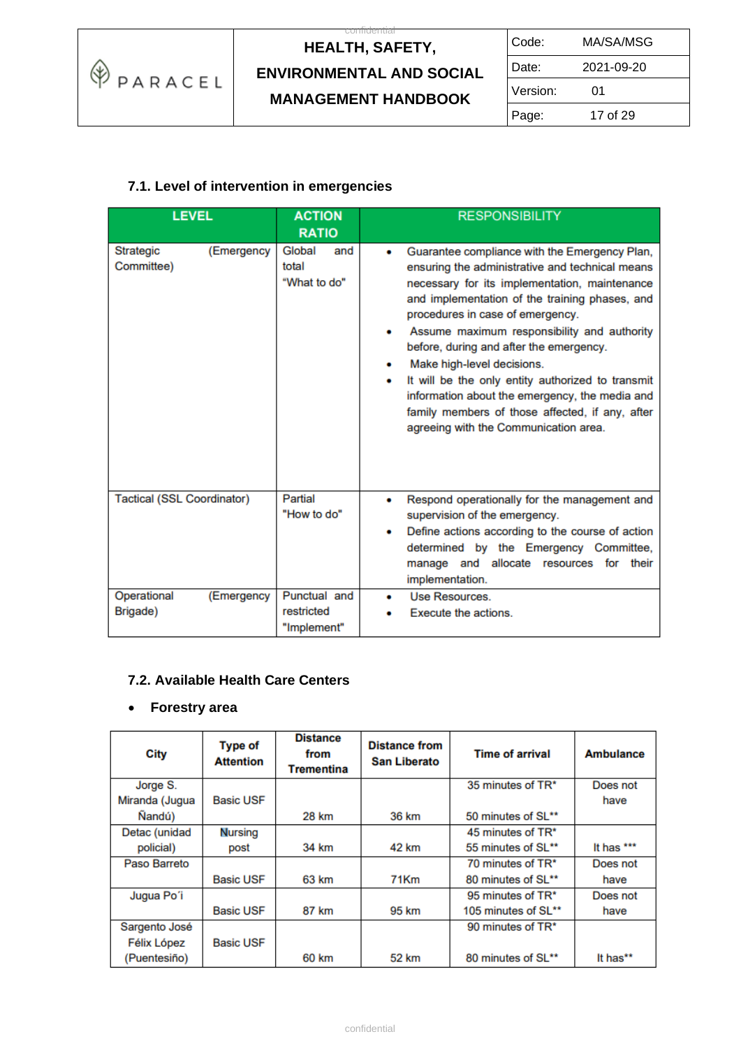## 7.1. Level of intervention in emergencies

| LEVEL | ACTION RATIO | RESPONSIBILITY |
|---|---|---|
| Strategic (Emergency Committee) | Global and total "What to do" | • Guarantee compliance with the Emergency Plan, ensuring the administrative and technical means necessary for its implementation, maintenance and implementation of the training phases, and procedures in case of emergency.<br>• Assume maximum responsibility and authority before, during and after the emergency.<br>• Make high-level decisions.<br>• It will be the only entity authorized to transmit information about the emergency, the media and family members of those affected, if any, after agreeing with the Communication area. |
| Tactical (SSL Coordinator) | Partial "How to do" | • Respond operationally for the management and supervision of the emergency.<br>• Define actions according to the course of action determined by the Emergency Committee, manage and allocate resources for their implementation. |
| Operational (Emergency Brigade) | Punctual and restricted "Implement" | • Use Resources.<br>• Execute the actions. |

## 7.2. Available Health Care Centers

- **Forestry area**

| City | Type of Attention | Distance from Trementina | Distance from San Liberato | Time of arrival | Ambulance |
|---|---|---|---|---|---|
| Jorge S. Miranda (Jugua Ñandú) | Basic USF | 28 km | 36 km | 35 minutes of TR*<br>50 minutes of SL** | Does not have |
| Detac (unidad policial) | Nursing post | 34 km | 42 km | 45 minutes of TR*<br>55 minutes of SL** | It has *** |
| Paso Barreto | Basic USF | 63 km | 71Km | 70 minutes of TR*<br>80 minutes of SL** | Does not have |
| Jugua Po´i | Basic USF | 87 km | 95 km | 95 minutes of TR*<br>105 minutes of SL** | Does not have |
| Sargento José Félix López (Puentesiño) | Basic USF | 60 km | 52 km | 90 minutes of TR*<br>80 minutes of SL** | It has** |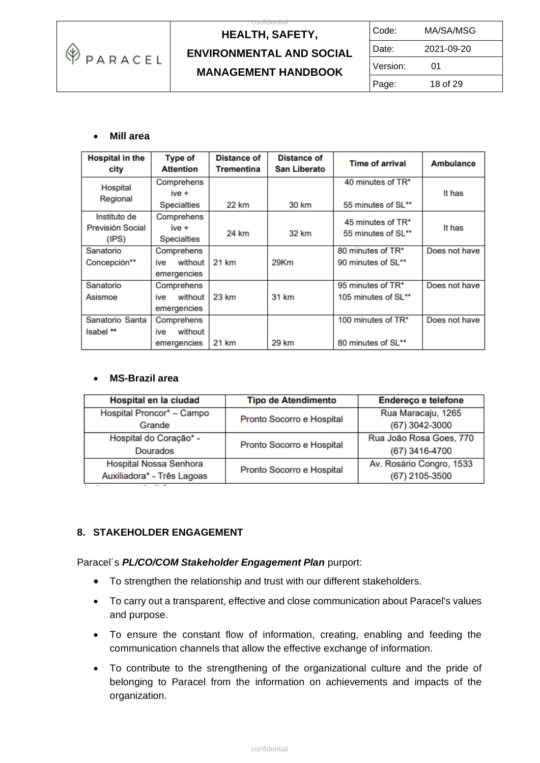- **Mill area**

| Hospital in the city | Type of Attention | Distance of Trementina | Distance of San Liberato | Time of arrival | Ambulance |
|---|---|---|---|---|---|
| Hospital Regional | Comprehensive + Specialties | 22 km | 30 km | 40 minutes of TR* 55 minutes of SL** | It has |
| Instituto de Previsión Social (IPS) | Comprehensive + Specialties | 24 km | 32 km | 45 minutes of TR* 55 minutes of SL** | It has |
| Sanatorio Concepción** | Comprehensive without emergencies | 21 km | 29Km | 80 minutes of TR* 90 minutes of SL** | Does not have |
| Sanatorio Asismoe | Comprehensive without emergencies | 23 km | 31 km | 95 minutes of TR* 105 minutes of SL** | Does not have |
| Sanatorio Santa Isabel ** | Comprehensive without emergencies | 21 km | 29 km | 100 minutes of TR* 80 minutes of SL** | Does not have |

- **MS-Brazil area**

| Hospital en la ciudad | Tipo de Atendimento | Endereço e telefone |
|---|---|---|
| Hospital Proncor* – Campo Grande | Pronto Socorro e Hospital | Rua Maracaju, 1265 (67) 3042-3000 |
| Hospital do Coração* - Dourados | Pronto Socorro e Hospital | Rua João Rosa Goes, 770 (67) 3416-4700 |
| Hospital Nossa Senhora Auxiliadora* - Três Lagoas | Pronto Socorro e Hospital | Av. Rosário Congro, 1533 (67) 2105-3500 |

## 8. STAKEHOLDER ENGAGEMENT

Paracel´s ***PL/CO/COM Stakeholder Engagement Plan*** purport:

- To strengthen the relationship and trust with our different stakeholders.
- To carry out a transparent, effective and close communication about Paracel's values and purpose.
- To ensure the constant flow of information, creating, enabling and feeding the communication channels that allow the effective exchange of information.
- To contribute to the strengthening of the organizational culture and the pride of belonging to Paracel from the information on achievements and impacts of the organization.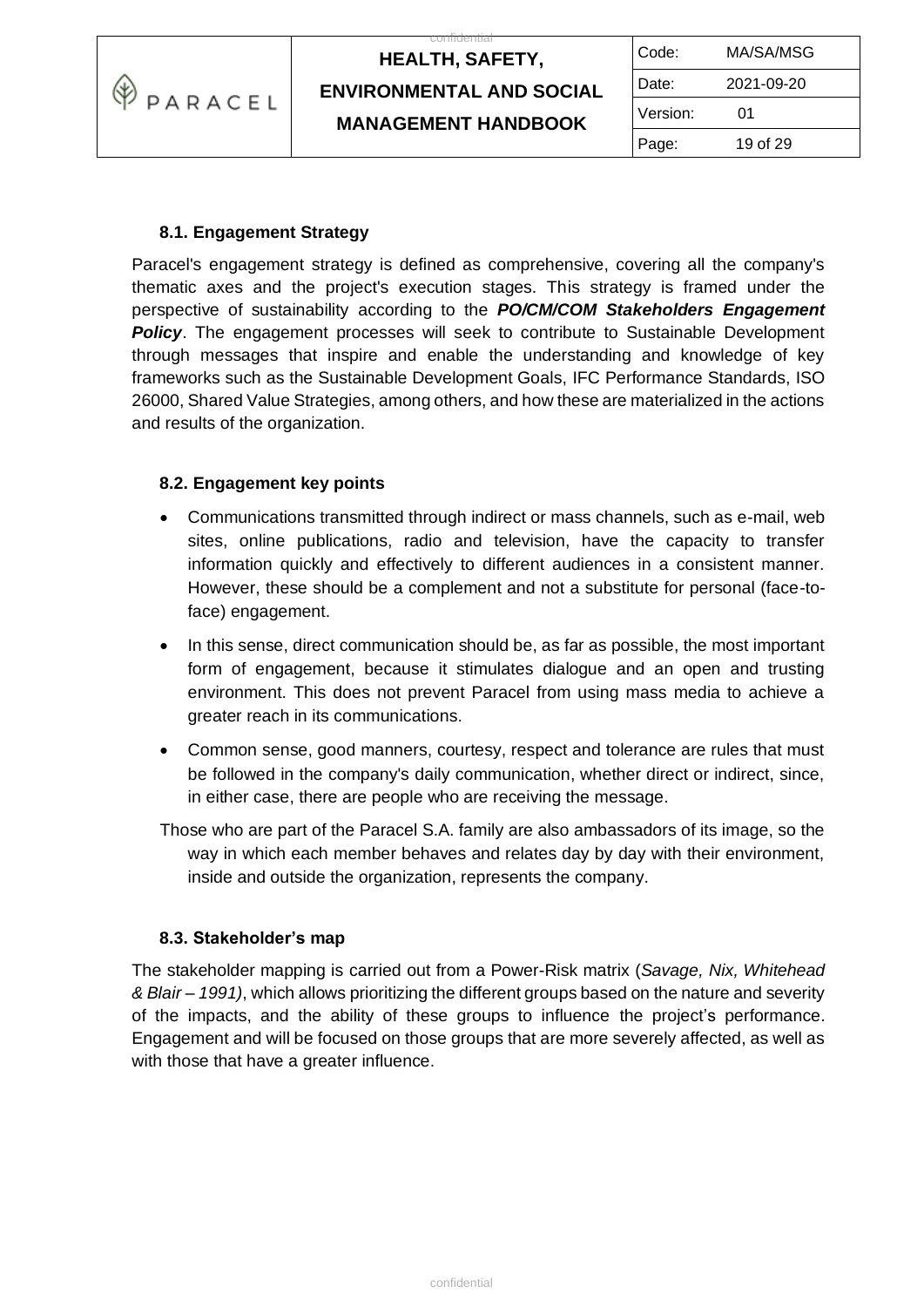### 8.1. Engagement Strategy

Paracel's engagement strategy is defined as comprehensive, covering all the company's thematic axes and the project's execution stages. This strategy is framed under the perspective of sustainability according to the ***PO/CM/COM Stakeholders Engagement Policy***. The engagement processes will seek to contribute to Sustainable Development through messages that inspire and enable the understanding and knowledge of key frameworks such as the Sustainable Development Goals, IFC Performance Standards, ISO 26000, Shared Value Strategies, among others, and how these are materialized in the actions and results of the organization.

### 8.2. Engagement key points

- Communications transmitted through indirect or mass channels, such as e-mail, web sites, online publications, radio and television, have the capacity to transfer information quickly and effectively to different audiences in a consistent manner. However, these should be a complement and not a substitute for personal (face-to-face) engagement.
- In this sense, direct communication should be, as far as possible, the most important form of engagement, because it stimulates dialogue and an open and trusting environment. This does not prevent Paracel from using mass media to achieve a greater reach in its communications.
- Common sense, good manners, courtesy, respect and tolerance are rules that must be followed in the company's daily communication, whether direct or indirect, since, in either case, there are people who are receiving the message.

Those who are part of the Paracel S.A. family are also ambassadors of its image, so the way in which each member behaves and relates day by day with their environment, inside and outside the organization, represents the company.

### 8.3. Stakeholder's map

The stakeholder mapping is carried out from a Power-Risk matrix (*Savage, Nix, Whitehead & Blair – 1991)*, which allows prioritizing the different groups based on the nature and severity of the impacts, and the ability of these groups to influence the project's performance. Engagement and will be focused on those groups that are more severely affected, as well as with those that have a greater influence.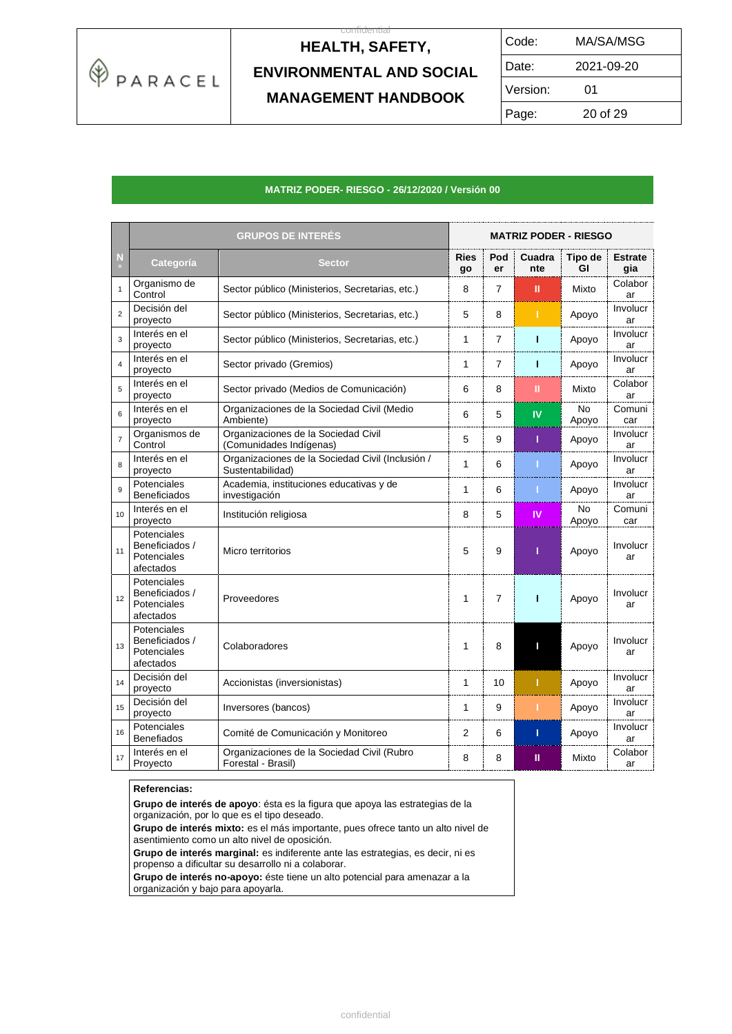**MATRIZ PODER- RIESGO - 26/12/2020 / Versión 00**

| N° | GRUPOS DE INTERÉS | | MATRIZ PODER - RIESGO | | | | |
|---|---|---|---|---|---|---|---|
| | Categoría | Sector | Riesgo | Poder | Cuadrante | Tipo de GI | Estrategia |
| 1 | Organismo de Control | Sector público (Ministerios, Secretarias, etc.) | 8 | 7 | II | Mixto | Colaborar |
| 2 | Decisión del proyecto | Sector público (Ministerios, Secretarias, etc.) | 5 | 8 | I | Apoyo | Involucrar |
| 3 | Interés en el proyecto | Sector público (Ministerios, Secretarias, etc.) | 1 | 7 | I | Apoyo | Involucrar |
| 4 | Interés en el proyecto | Sector privado (Gremios) | 1 | 7 | I | Apoyo | Involucrar |
| 5 | Interés en el proyecto | Sector privado (Medios de Comunicación) | 6 | 8 | II | Mixto | Colaborar |
| 6 | Interés en el proyecto | Organizaciones de la Sociedad Civil (Medio Ambiente) | 6 | 5 | IV | No Apoyo | Comunicar |
| 7 | Organismos de Control | Organizaciones de la Sociedad Civil (Comunidades Indígenas) | 5 | 9 | I | Apoyo | Involucrar |
| 8 | Interés en el proyecto | Organizaciones de la Sociedad Civil (Inclusión / Sustentabilidad) | 1 | 6 | I | Apoyo | Involucrar |
| 9 | Potenciales Beneficiados | Academia, instituciones educativas y de investigación | 1 | 6 | I | Apoyo | Involucrar |
| 10 | Interés en el proyecto | Institución religiosa | 8 | 5 | IV | No Apoyo | Comunicar |
| 11 | Potenciales Beneficiados / Potenciales afectados | Micro territorios | 5 | 9 | I | Apoyo | Involucrar |
| 12 | Potenciales Beneficiados / Potenciales afectados | Proveedores | 1 | 7 | I | Apoyo | Involucrar |
| 13 | Potenciales Beneficiados / Potenciales afectados | Colaboradores | 1 | 8 | I | Apoyo | Involucrar |
| 14 | Decisión del proyecto | Accionistas (inversionistas) | 1 | 10 | I | Apoyo | Involucrar |
| 15 | Decisión del proyecto | Inversores (bancos) | 1 | 9 | I | Apoyo | Involucrar |
| 16 | Potenciales Benefiados | Comité de Comunicación y Monitoreo | 2 | 6 | I | Apoyo | Involucrar |
| 17 | Interés en el Proyecto | Organizaciones de la Sociedad Civil (Rubro Forestal - Brasil) | 8 | 8 | II | Mixto | Colaborar |

**Referencias:**

**Grupo de interés de apoyo**: ésta es la figura que apoya las estrategias de la organización, por lo que es el tipo deseado.

**Grupo de interés mixto:** es el más importante, pues ofrece tanto un alto nivel de asentimiento como un alto nivel de oposición.

**Grupo de interés marginal:** es indiferente ante las estrategias, es decir, ni es propenso a dificultar su desarrollo ni a colaborar.

**Grupo de interés no-apoyo:** éste tiene un alto potencial para amenazar a la organización y bajo para apoyarla.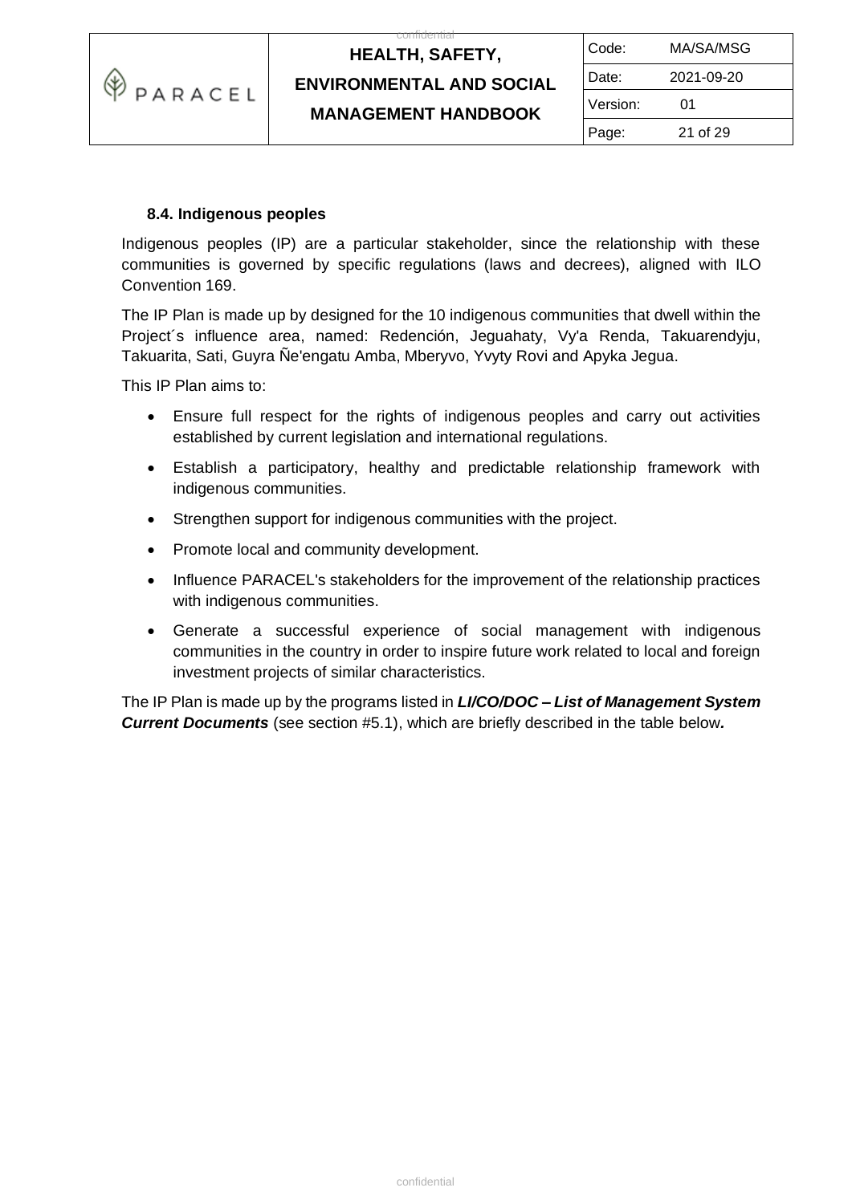### 8.4. Indigenous peoples

Indigenous peoples (IP) are a particular stakeholder, since the relationship with these communities is governed by specific regulations (laws and decrees), aligned with ILO Convention 169.

The IP Plan is made up by designed for the 10 indigenous communities that dwell within the Project´s influence area, named: Redención, Jeguahaty, Vy'a Renda, Takuarendyju, Takuarita, Sati, Guyra Ñe'engatu Amba, Mberyvo, Yvyty Rovi and Apyka Jegua.

This IP Plan aims to:

- Ensure full respect for the rights of indigenous peoples and carry out activities established by current legislation and international regulations.
- Establish a participatory, healthy and predictable relationship framework with indigenous communities.
- Strengthen support for indigenous communities with the project.
- Promote local and community development.
- Influence PARACEL's stakeholders for the improvement of the relationship practices with indigenous communities.
- Generate a successful experience of social management with indigenous communities in the country in order to inspire future work related to local and foreign investment projects of similar characteristics.

The IP Plan is made up by the programs listed in ***LI/CO/DOC – List of Management System Current Documents*** (see section #5.1), which are briefly described in the table below***.***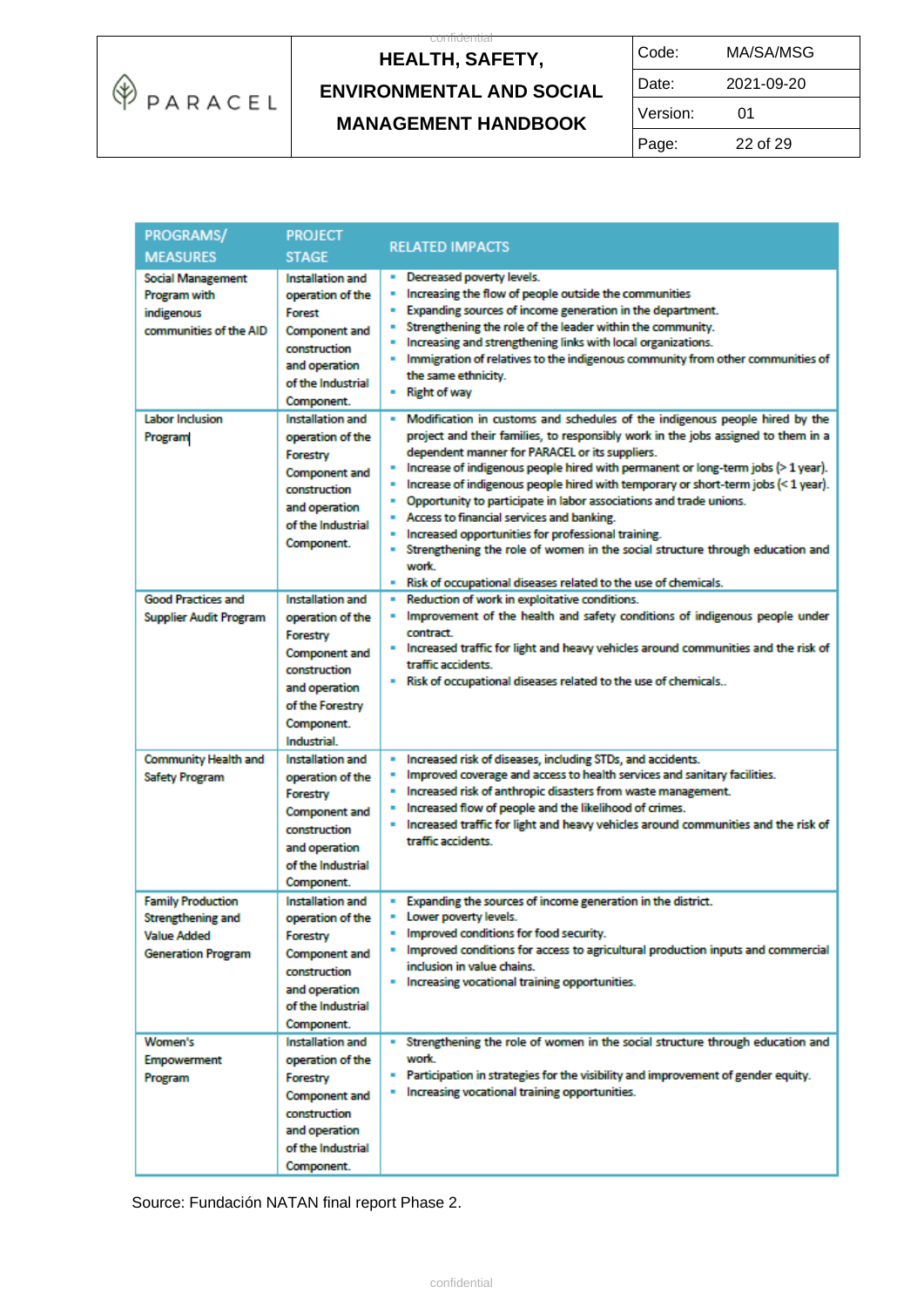| PROGRAMS/ MEASURES | PROJECT STAGE | RELATED IMPACTS |
|---|---|---|
| Social Management Program with indigenous communities of the AID | Installation and operation of the Forest Component and construction and operation of the Industrial Component. | ▪ Decreased poverty levels.<br>▪ Increasing the flow of people outside the communities<br>▪ Expanding sources of income generation in the department.<br>▪ Strengthening the role of the leader within the community.<br>▪ Increasing and strengthening links with local organizations.<br>▪ Immigration of relatives to the indigenous community from other communities of the same ethnicity.<br>▪ Right of way |
| Labor Inclusion Program | Installation and operation of the Forestry Component and construction and operation of the Industrial Component. | ▪ Modification in customs and schedules of the indigenous people hired by the project and their families, to responsibly work in the jobs assigned to them in a dependent manner for PARACEL or its suppliers.<br>▪ Increase of indigenous people hired with permanent or long-term jobs (> 1 year).<br>▪ Increase of indigenous people hired with temporary or short-term jobs (< 1 year).<br>▪ Opportunity to participate in labor associations and trade unions.<br>▪ Access to financial services and banking.<br>▪ Increased opportunities for professional training.<br>▪ Strengthening the role of women in the social structure through education and work.<br>▪ Risk of occupational diseases related to the use of chemicals. |
| Good Practices and Supplier Audit Program | Installation and operation of the Forestry Component and construction and operation of the Forestry Component. Industrial. | ▪ Reduction of work in exploitative conditions.<br>▪ Improvement of the health and safety conditions of indigenous people under contract.<br>▪ Increased traffic for light and heavy vehicles around communities and the risk of traffic accidents.<br>▪ Risk of occupational diseases related to the use of chemicals.. |
| Community Health and Safety Program | Installation and operation of the Forestry Component and construction and operation of the Industrial Component. | ▪ Increased risk of diseases, including STDs, and accidents.<br>▪ Improved coverage and access to health services and sanitary facilities.<br>▪ Increased risk of anthropic disasters from waste management.<br>▪ Increased flow of people and the likelihood of crimes.<br>▪ Increased traffic for light and heavy vehicles around communities and the risk of traffic accidents. |
| Family Production Strengthening and Value Added Generation Program | Installation and operation of the Forestry Component and construction and operation of the Industrial Component. | ▪ Expanding the sources of income generation in the district.<br>▪ Lower poverty levels.<br>▪ Improved conditions for food security.<br>▪ Improved conditions for access to agricultural production inputs and commercial inclusion in value chains.<br>▪ Increasing vocational training opportunities. |
| Women's Empowerment Program | Installation and operation of the Forestry Component and construction and operation of the Industrial Component. | ▪ Strengthening the role of women in the social structure through education and work.<br>▪ Participation in strategies for the visibility and improvement of gender equity.<br>▪ Increasing vocational training opportunities. |

Source: Fundación NATAN final report Phase 2.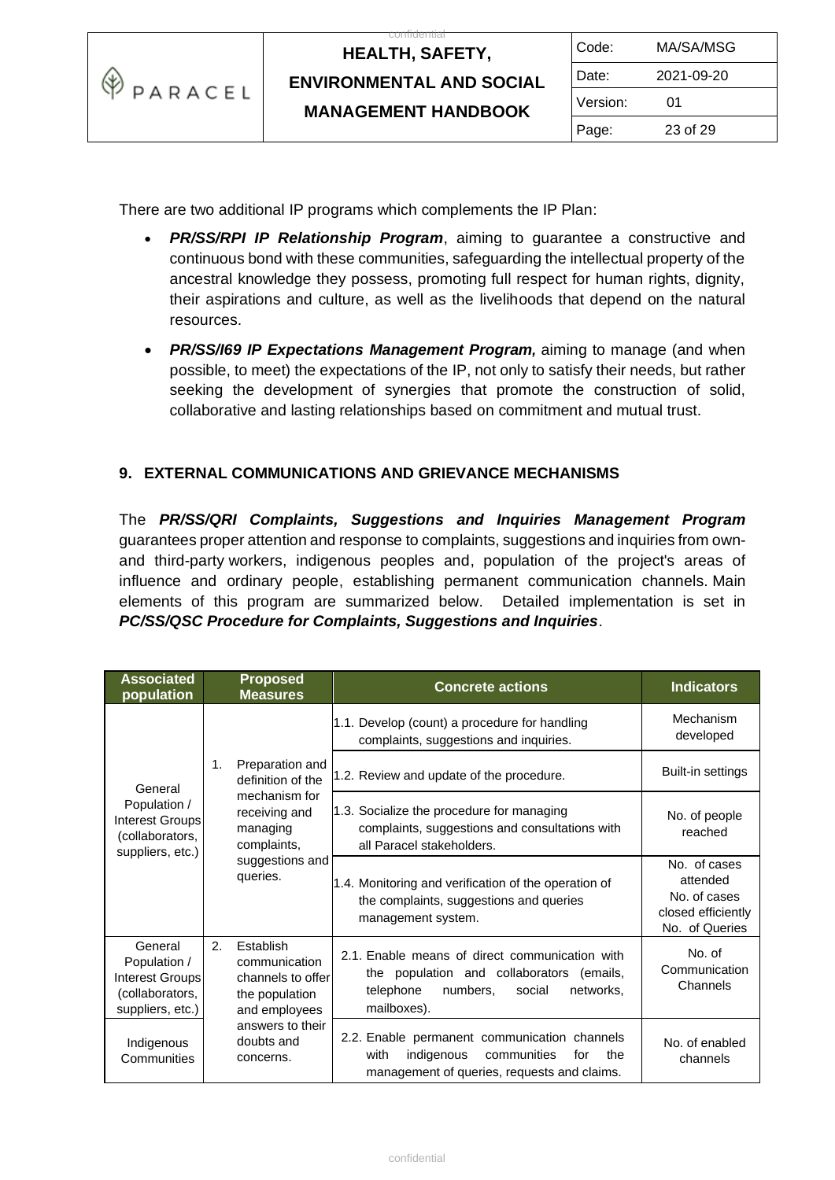There are two additional IP programs which complements the IP Plan:

- ***PR/SS/RPI IP Relationship Program***, aiming to guarantee a constructive and continuous bond with these communities, safeguarding the intellectual property of the ancestral knowledge they possess, promoting full respect for human rights, dignity, their aspirations and culture, as well as the livelihoods that depend on the natural resources.
- ***PR/SS/I69 IP Expectations Management Program,*** aiming to manage (and when possible, to meet) the expectations of the IP, not only to satisfy their needs, but rather seeking the development of synergies that promote the construction of solid, collaborative and lasting relationships based on commitment and mutual trust.

## 9. EXTERNAL COMMUNICATIONS AND GRIEVANCE MECHANISMS

The ***PR/SS/QRI Complaints, Suggestions and Inquiries Management Program*** guarantees proper attention and response to complaints, suggestions and inquiries from own- and third-party workers, indigenous peoples and, population of the project's areas of influence and ordinary people, establishing permanent communication channels. Main elements of this program are summarized below. Detailed implementation is set in ***PC/SS/QSC Procedure for Complaints, Suggestions and Inquiries***.

| Associated population | Proposed Measures | Concrete actions | Indicators |
|---|---|---|---|
| General Population / Interest Groups (collaborators, suppliers, etc.) | 1. Preparation and definition of the mechanism for receiving and managing complaints, suggestions and queries. | 1.1. Develop (count) a procedure for handling complaints, suggestions and inquiries. | Mechanism developed |
| | | 1.2. Review and update of the procedure. | Built-in settings |
| | | 1.3. Socialize the procedure for managing complaints, suggestions and consultations with all Paracel stakeholders. | No. of people reached |
| | | 1.4. Monitoring and verification of the operation of the complaints, suggestions and queries management system. | No. of cases attended<br>No. of cases closed efficiently<br>No. of Queries |
| General Population / Interest Groups (collaborators, suppliers, etc.) | 2. Establish communication channels to offer the population and employees answers to their doubts and concerns. | 2.1. Enable means of direct communication with the population and collaborators (emails, telephone numbers, social networks, mailboxes). | No. of Communication Channels |
| Indigenous Communities | | 2.2. Enable permanent communication channels with indigenous communities for the management of queries, requests and claims. | No. of enabled channels |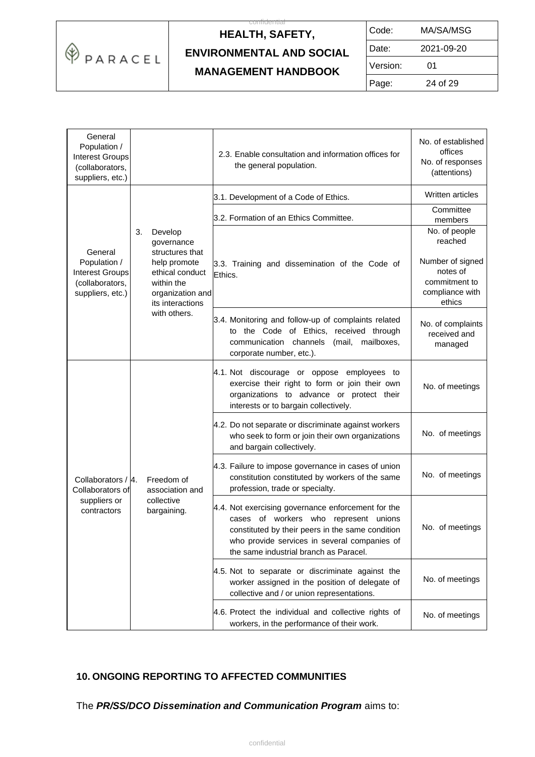| | | | |
|---|---|---|---|
| General Population / Interest Groups (collaborators, suppliers, etc.) | | 2.3. Enable consultation and information offices for the general population. | No. of established offices<br>No. of responses (attentions) |
| General Population / Interest Groups (collaborators, suppliers, etc.) | 3. Develop governance structures that help promote ethical conduct within the organization and its interactions with others. | 3.1. Development of a Code of Ethics. | Written articles |
| | | 3.2. Formation of an Ethics Committee. | Committee members |
| | | 3.3. Training and dissemination of the Code of Ethics. | No. of people reached<br><br>Number of signed notes of commitment to compliance with ethics |
| | | 3.4. Monitoring and follow-up of complaints related to the Code of Ethics, received through communication channels (mail, mailboxes, corporate number, etc.). | No. of complaints received and managed |
| Collaborators / Collaborators of suppliers or contractors | 4. Freedom of association and collective bargaining. | 4.1. Not discourage or oppose employees to exercise their right to form or join their own organizations to advance or protect their interests or to bargain collectively. | No. of meetings |
| | | 4.2. Do not separate or discriminate against workers who seek to form or join their own organizations and bargain collectively. | No. of meetings |
| | | 4.3. Failure to impose governance in cases of union constitution constituted by workers of the same profession, trade or specialty. | No. of meetings |
| | | 4.4. Not exercising governance enforcement for the cases of workers who represent unions constituted by their peers in the same condition who provide services in several companies of the same industrial branch as Paracel. | No. of meetings |
| | | 4.5. Not to separate or discriminate against the worker assigned in the position of delegate of collective and / or union representations. | No. of meetings |
| | | 4.6. Protect the individual and collective rights of workers, in the performance of their work. | No. of meetings |

## 10. ONGOING REPORTING TO AFFECTED COMMUNITIES

The ***PR/SS/DCO Dissemination and Communication Program*** aims to: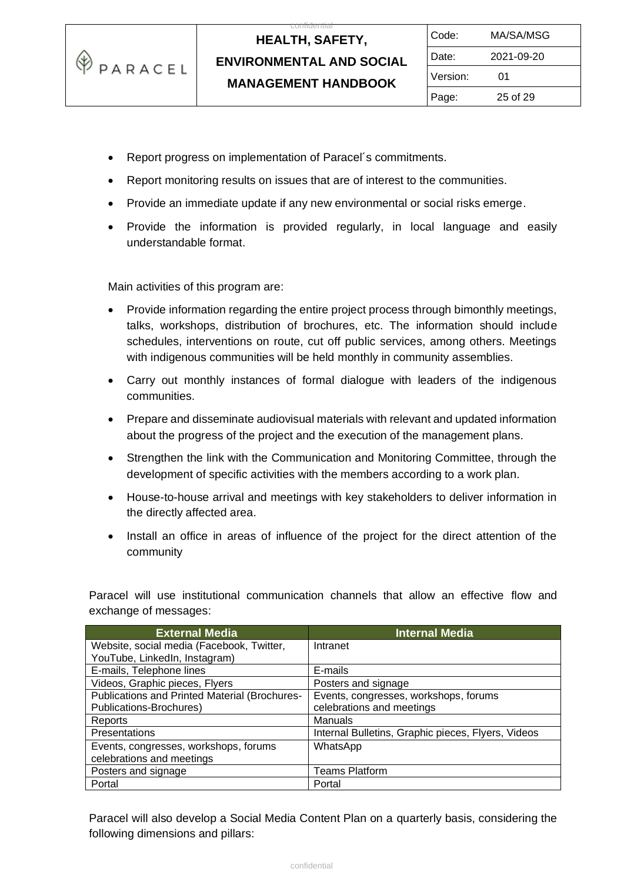- Report progress on implementation of Paracel´s commitments.
- Report monitoring results on issues that are of interest to the communities.
- Provide an immediate update if any new environmental or social risks emerge.
- Provide the information is provided regularly, in local language and easily understandable format.

Main activities of this program are:

- Provide information regarding the entire project process through bimonthly meetings, talks, workshops, distribution of brochures, etc. The information should include schedules, interventions on route, cut off public services, among others. Meetings with indigenous communities will be held monthly in community assemblies.
- Carry out monthly instances of formal dialogue with leaders of the indigenous communities.
- Prepare and disseminate audiovisual materials with relevant and updated information about the progress of the project and the execution of the management plans.
- Strengthen the link with the Communication and Monitoring Committee, through the development of specific activities with the members according to a work plan.
- House-to-house arrival and meetings with key stakeholders to deliver information in the directly affected area.
- Install an office in areas of influence of the project for the direct attention of the community

Paracel will use institutional communication channels that allow an effective flow and exchange of messages:

| External Media | Internal Media |
|---|---|
| Website, social media (Facebook, Twitter, YouTube, LinkedIn, Instagram) | Intranet |
| E-mails, Telephone lines | E-mails |
| Videos, Graphic pieces, Flyers | Posters and signage |
| Publications and Printed Material (Brochures-Publications-Brochures) | Events, congresses, workshops, forums celebrations and meetings |
| Reports | Manuals |
| Presentations | Internal Bulletins, Graphic pieces, Flyers, Videos |
| Events, congresses, workshops, forums celebrations and meetings | WhatsApp |
| Posters and signage | Teams Platform |
| Portal | Portal |

Paracel will also develop a Social Media Content Plan on a quarterly basis, considering the following dimensions and pillars: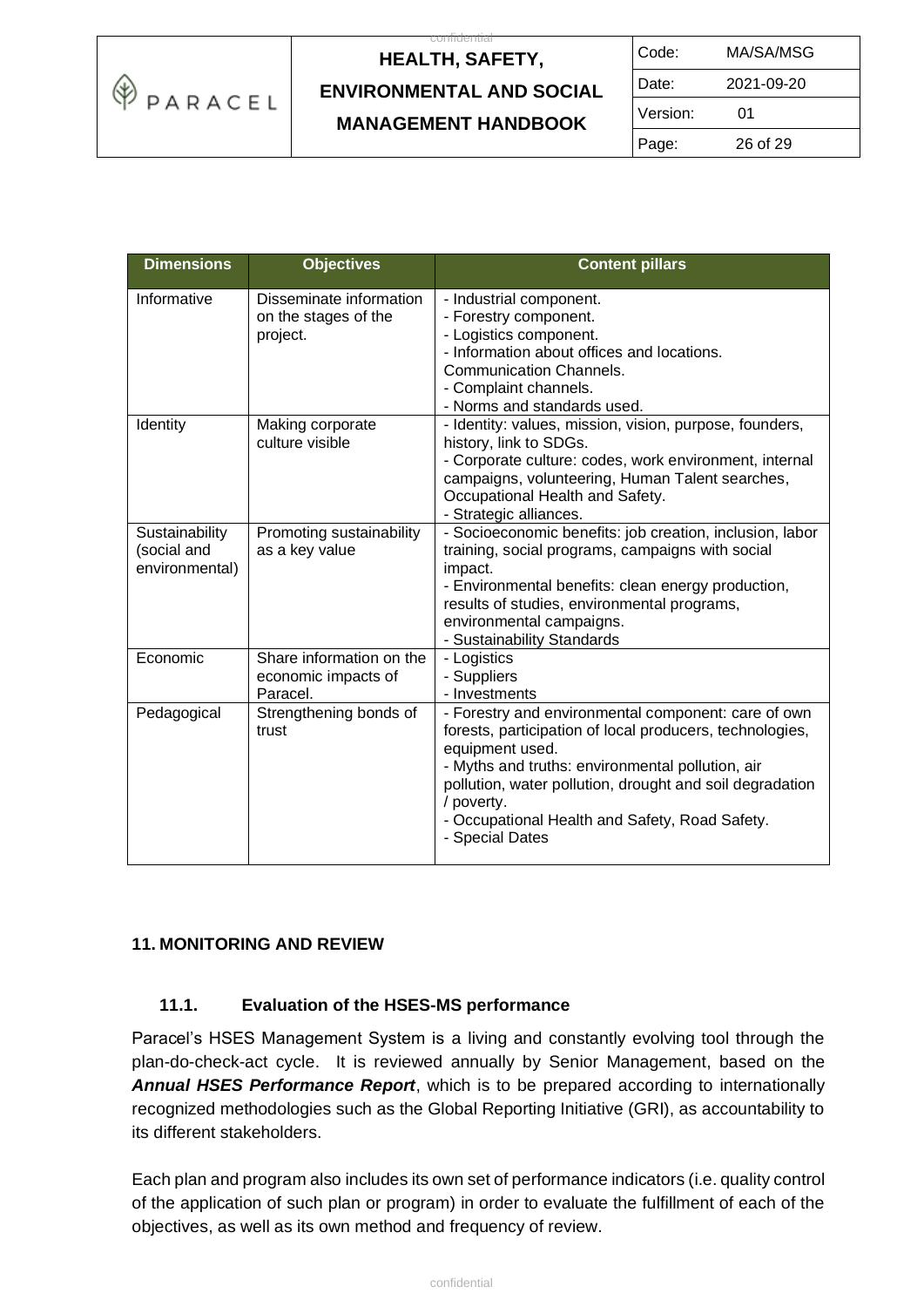| Dimensions | Objectives | Content pillars |
|---|---|---|
| Informative | Disseminate information on the stages of the project. | - Industrial component.<br>- Forestry component.<br>- Logistics component.<br>- Information about offices and locations. Communication Channels.<br>- Complaint channels.<br>- Norms and standards used. |
| Identity | Making corporate culture visible | - Identity: values, mission, vision, purpose, founders, history, link to SDGs.<br>- Corporate culture: codes, work environment, internal campaigns, volunteering, Human Talent searches, Occupational Health and Safety.<br>- Strategic alliances. |
| Sustainability (social and environmental) | Promoting sustainability as a key value | - Socioeconomic benefits: job creation, inclusion, labor training, social programs, campaigns with social impact.<br>- Environmental benefits: clean energy production, results of studies, environmental programs, environmental campaigns.<br>- Sustainability Standards |
| Economic | Share information on the economic impacts of Paracel. | - Logistics<br>- Suppliers<br>- Investments |
| Pedagogical | Strengthening bonds of trust | - Forestry and environmental component: care of own forests, participation of local producers, technologies, equipment used.<br>- Myths and truths: environmental pollution, air pollution, water pollution, drought and soil degradation / poverty.<br>- Occupational Health and Safety, Road Safety.<br>- Special Dates |

## 11. MONITORING AND REVIEW

### 11.1. Evaluation of the HSES-MS performance

Paracel's HSES Management System is a living and constantly evolving tool through the plan-do-check-act cycle. It is reviewed annually by Senior Management, based on the ***Annual HSES Performance Report***, which is to be prepared according to internationally recognized methodologies such as the Global Reporting Initiative (GRI), as accountability to its different stakeholders.

Each plan and program also includes its own set of performance indicators (i.e. quality control of the application of such plan or program) in order to evaluate the fulfillment of each of the objectives, as well as its own method and frequency of review.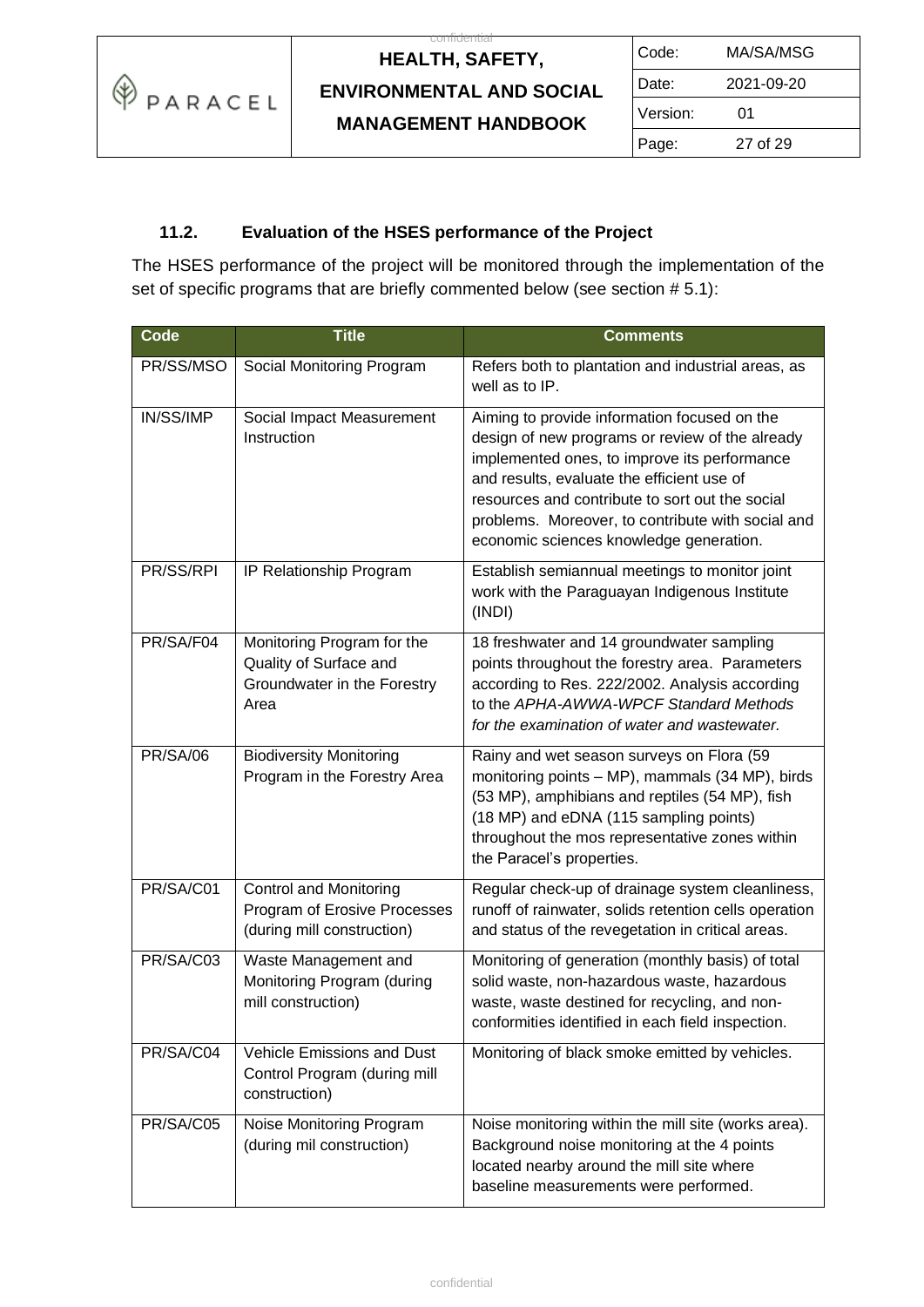### 11.2. Evaluation of the HSES performance of the Project

The HSES performance of the project will be monitored through the implementation of the set of specific programs that are briefly commented below (see section # 5.1):

| Code | Title | Comments |
|---|---|---|
| PR/SS/MSO | Social Monitoring Program | Refers both to plantation and industrial areas, as well as to IP. |
| IN/SS/IMP | Social Impact Measurement Instruction | Aiming to provide information focused on the design of new programs or review of the already implemented ones, to improve its performance and results, evaluate the efficient use of resources and contribute to sort out the social problems. Moreover, to contribute with social and economic sciences knowledge generation. |
| PR/SS/RPI | IP Relationship Program | Establish semiannual meetings to monitor joint work with the Paraguayan Indigenous Institute (INDI) |
| PR/SA/F04 | Monitoring Program for the Quality of Surface and Groundwater in the Forestry Area | 18 freshwater and 14 groundwater sampling points throughout the forestry area. Parameters according to Res. 222/2002. Analysis according to the *APHA-AWWA-WPCF Standard Methods for the examination of water and wastewater.* |
| PR/SA/06 | Biodiversity Monitoring Program in the Forestry Area | Rainy and wet season surveys on Flora (59 monitoring points – MP), mammals (34 MP), birds (53 MP), amphibians and reptiles (54 MP), fish (18 MP) and eDNA (115 sampling points) throughout the mos representative zones within the Paracel's properties. |
| PR/SA/C01 | Control and Monitoring Program of Erosive Processes (during mill construction) | Regular check-up of drainage system cleanliness, runoff of rainwater, solids retention cells operation and status of the revegetation in critical areas. |
| PR/SA/C03 | Waste Management and Monitoring Program (during mill construction) | Monitoring of generation (monthly basis) of total solid waste, non-hazardous waste, hazardous waste, waste destined for recycling, and non-conformities identified in each field inspection. |
| PR/SA/C04 | Vehicle Emissions and Dust Control Program (during mill construction) | Monitoring of black smoke emitted by vehicles. |
| PR/SA/C05 | Noise Monitoring Program (during mil construction) | Noise monitoring within the mill site (works area). Background noise monitoring at the 4 points located nearby around the mill site where baseline measurements were performed. |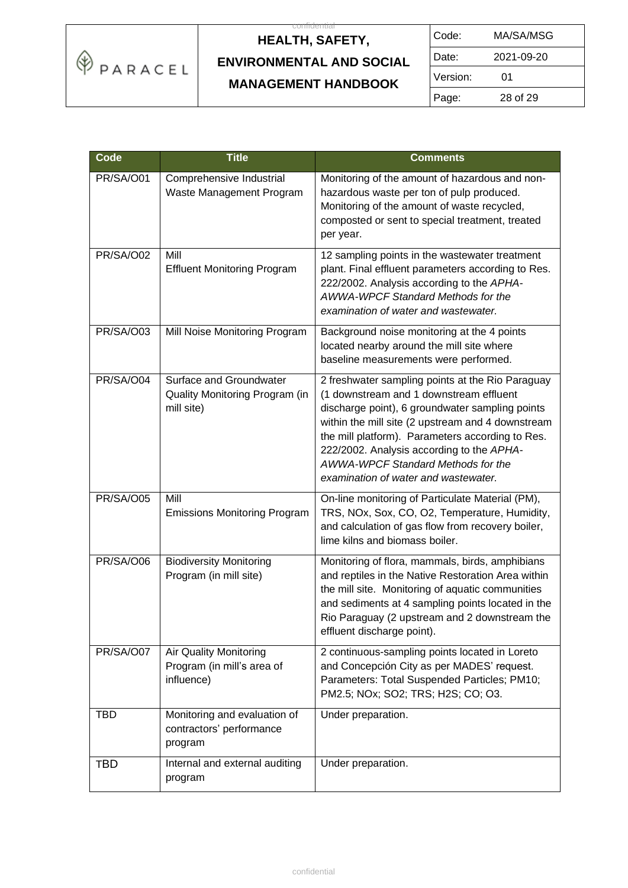| Code | Title | Comments |
|---|---|---|
| PR/SA/O01 | Comprehensive Industrial Waste Management Program | Monitoring of the amount of hazardous and non-hazardous waste per ton of pulp produced. Monitoring of the amount of waste recycled, composted or sent to special treatment, treated per year. |
| PR/SA/O02 | Mill Effluent Monitoring Program | 12 sampling points in the wastewater treatment plant. Final effluent parameters according to Res. 222/2002. Analysis according to the *APHA-AWWA-WPCF Standard Methods for the examination of water and wastewater.* |
| PR/SA/O03 | Mill Noise Monitoring Program | Background noise monitoring at the 4 points located nearby around the mill site where baseline measurements were performed. |
| PR/SA/O04 | Surface and Groundwater Quality Monitoring Program (in mill site) | 2 freshwater sampling points at the Rio Paraguay (1 downstream and 1 downstream effluent discharge point), 6 groundwater sampling points within the mill site (2 upstream and 4 downstream the mill platform). Parameters according to Res. 222/2002. Analysis according to the *APHA-AWWA-WPCF Standard Methods for the examination of water and wastewater.* |
| PR/SA/O05 | Mill Emissions Monitoring Program | On-line monitoring of Particulate Material (PM), TRS, NOx, Sox, CO, O2, Temperature, Humidity, and calculation of gas flow from recovery boiler, lime kilns and biomass boiler. |
| PR/SA/O06 | Biodiversity Monitoring Program (in mill site) | Monitoring of flora, mammals, birds, amphibians and reptiles in the Native Restoration Area within the mill site. Monitoring of aquatic communities and sediments at 4 sampling points located in the Rio Paraguay (2 upstream and 2 downstream the effluent discharge point). |
| PR/SA/O07 | Air Quality Monitoring Program (in mill's area of influence) | 2 continuous-sampling points located in Loreto and Concepción City as per MADES' request. Parameters: Total Suspended Particles; PM10; PM2.5; NOx; SO2; TRS; H2S; CO; O3. |
| TBD | Monitoring and evaluation of contractors' performance program | Under preparation. |
| TBD | Internal and external auditing program | Under preparation. |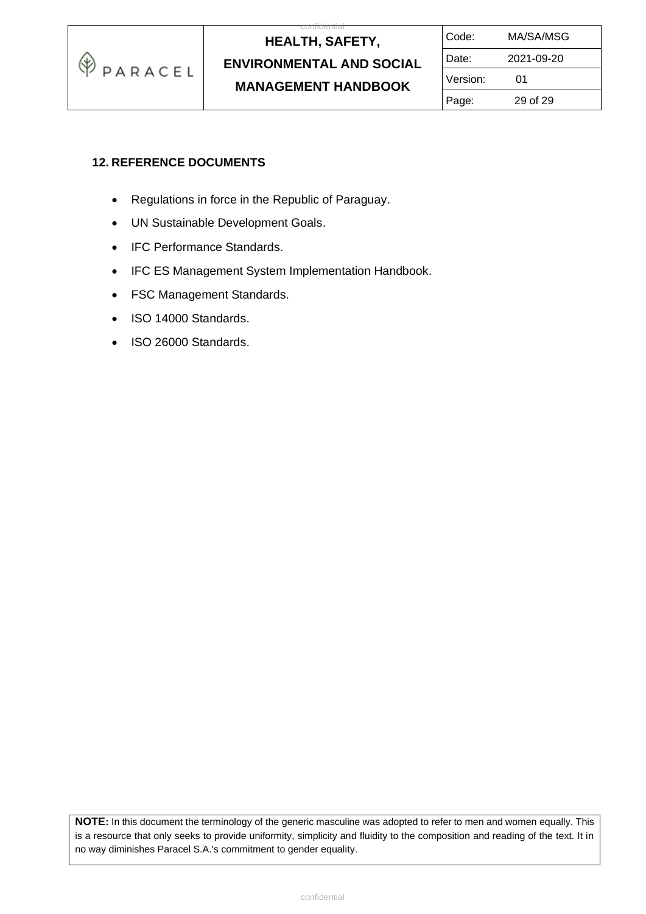## 12. REFERENCE DOCUMENTS

- Regulations in force in the Republic of Paraguay.
- UN Sustainable Development Goals.
- IFC Performance Standards.
- IFC ES Management System Implementation Handbook.
- FSC Management Standards.
- ISO 14000 Standards.
- ISO 26000 Standards.

**NOTE:** In this document the terminology of the generic masculine was adopted to refer to men and women equally. This is a resource that only seeks to provide uniformity, simplicity and fluidity to the composition and reading of the text. It in no way diminishes Paracel S.A.'s commitment to gender equality.